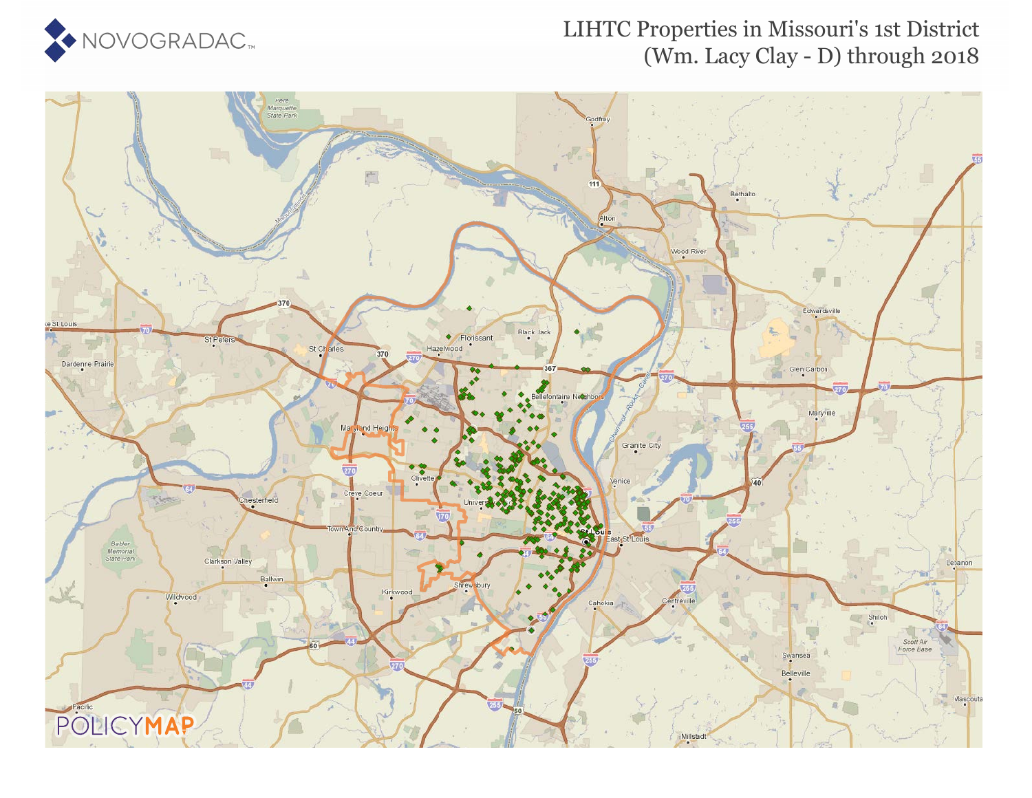# LIHTC Properties in Missouri's 1st District (Wm. Lacy Clay - D) through 2018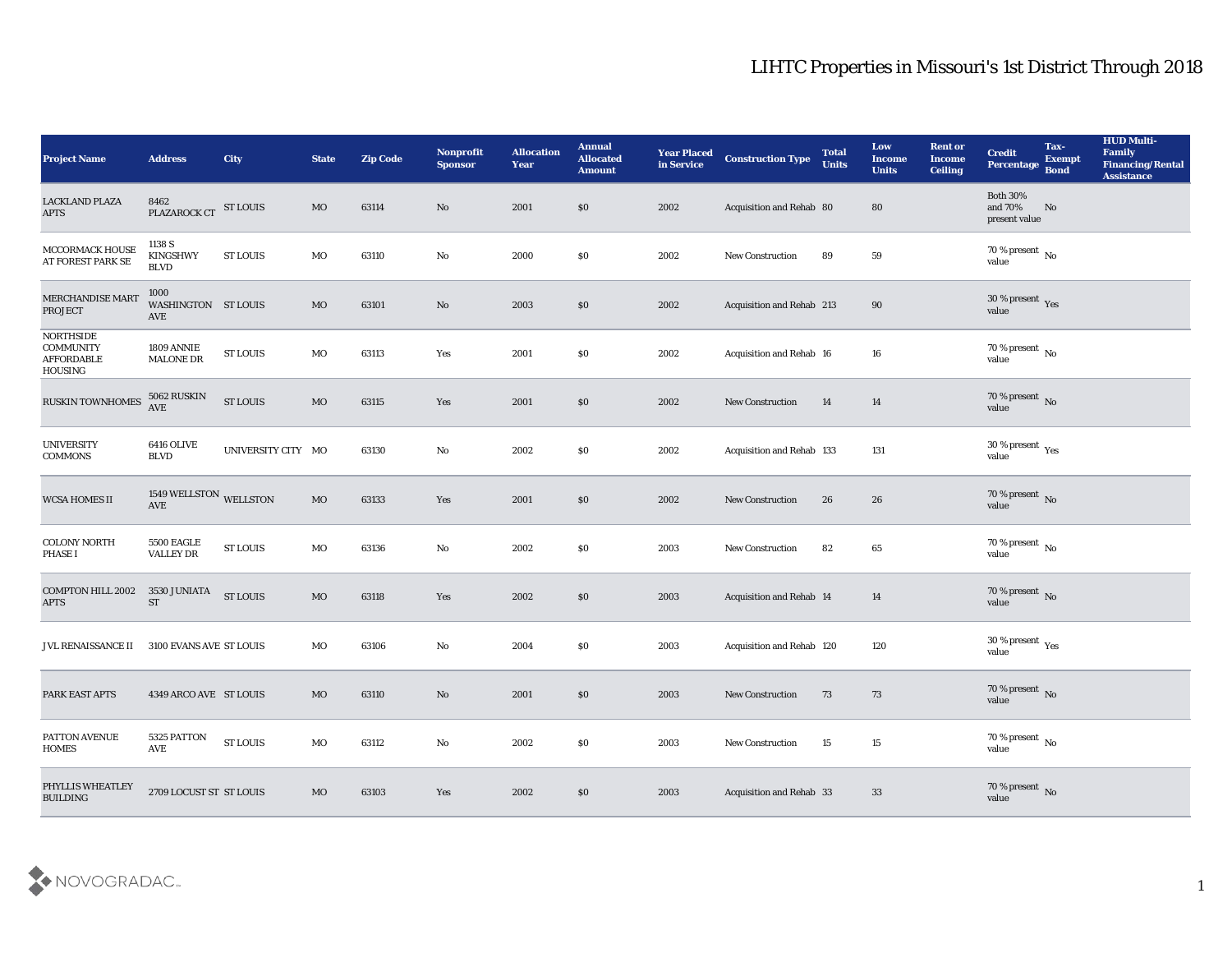# LIHTC Properties in Missouri's 1st District Through 2018

| Project Name | Address | City | State | Zip Code | Nonprofit Sponsor | Allocation Year | Annual Allocated Amount | Year Placed in Service | Construction Type | Total Units | Low Income Units | Rent or Income Ceiling | Credit Percentage | Tax-Exempt Bond | HUD Multi-Family Financing/Rental Assistance |
|---|---|---|---|---|---|---|---|---|---|---|---|---|---|---|---|
| LACKLAND PLAZA APTS | 8462 PLAZAROCK CT | ST LOUIS | MO | 63114 | No | 2001 | $0 | 2002 | Acquisition and Rehab | 80 | 80 | | Both 30% and 70% present value | No | |
| MCCORMACK HOUSE AT FOREST PARK SE | 1138 S KINGSHWY BLVD | ST LOUIS | MO | 63110 | No | 2000 | $0 | 2002 | New Construction | 89 | 59 | | 70 % present value | No | |
| MERCHANDISE MART PROJECT | 1000 WASHINGTON AVE | ST LOUIS | MO | 63101 | No | 2003 | $0 | 2002 | Acquisition and Rehab | 213 | 90 | | 30 % present value | Yes | |
| NORTHSIDE COMMUNITY AFFORDABLE HOUSING | 1809 ANNIE MALONE DR | ST LOUIS | MO | 63113 | Yes | 2001 | $0 | 2002 | Acquisition and Rehab | 16 | 16 | | 70 % present value | No | |
| RUSKIN TOWNHOMES | 5062 RUSKIN AVE | ST LOUIS | MO | 63115 | Yes | 2001 | $0 | 2002 | New Construction | 14 | 14 | | 70 % present value | No | |
| UNIVERSITY COMMONS | 6416 OLIVE BLVD | UNIVERSITY CITY | MO | 63130 | No | 2002 | $0 | 2002 | Acquisition and Rehab | 133 | 131 | | 30 % present value | Yes | |
| WCSA HOMES II | 1549 WELLSTON AVE | WELLSTON | MO | 63133 | Yes | 2001 | $0 | 2002 | New Construction | 26 | 26 | | 70 % present value | No | |
| COLONY NORTH PHASE I | 5500 EAGLE VALLEY DR | ST LOUIS | MO | 63136 | No | 2002 | $0 | 2003 | New Construction | 82 | 65 | | 70 % present value | No | |
| COMPTON HILL 2002 APTS | 3530 JUNIATA ST | ST LOUIS | MO | 63118 | Yes | 2002 | $0 | 2003 | Acquisition and Rehab | 14 | 14 | | 70 % present value | No | |
| JVL RENAISSANCE II | 3100 EVANS AVE | ST LOUIS | MO | 63106 | No | 2004 | $0 | 2003 | Acquisition and Rehab | 120 | 120 | | 30 % present value | Yes | |
| PARK EAST APTS | 4349 ARCO AVE | ST LOUIS | MO | 63110 | No | 2001 | $0 | 2003 | New Construction | 73 | 73 | | 70 % present value | No | |
| PATTON AVENUE HOMES | 5325 PATTON AVE | ST LOUIS | MO | 63112 | No | 2002 | $0 | 2003 | New Construction | 15 | 15 | | 70 % present value | No | |
| PHYLLIS WHEATLEY BUILDING | 2709 LOCUST ST | ST LOUIS | MO | 63103 | Yes | 2002 | $0 | 2003 | Acquisition and Rehab | 33 | 33 | | 70 % present value | No | |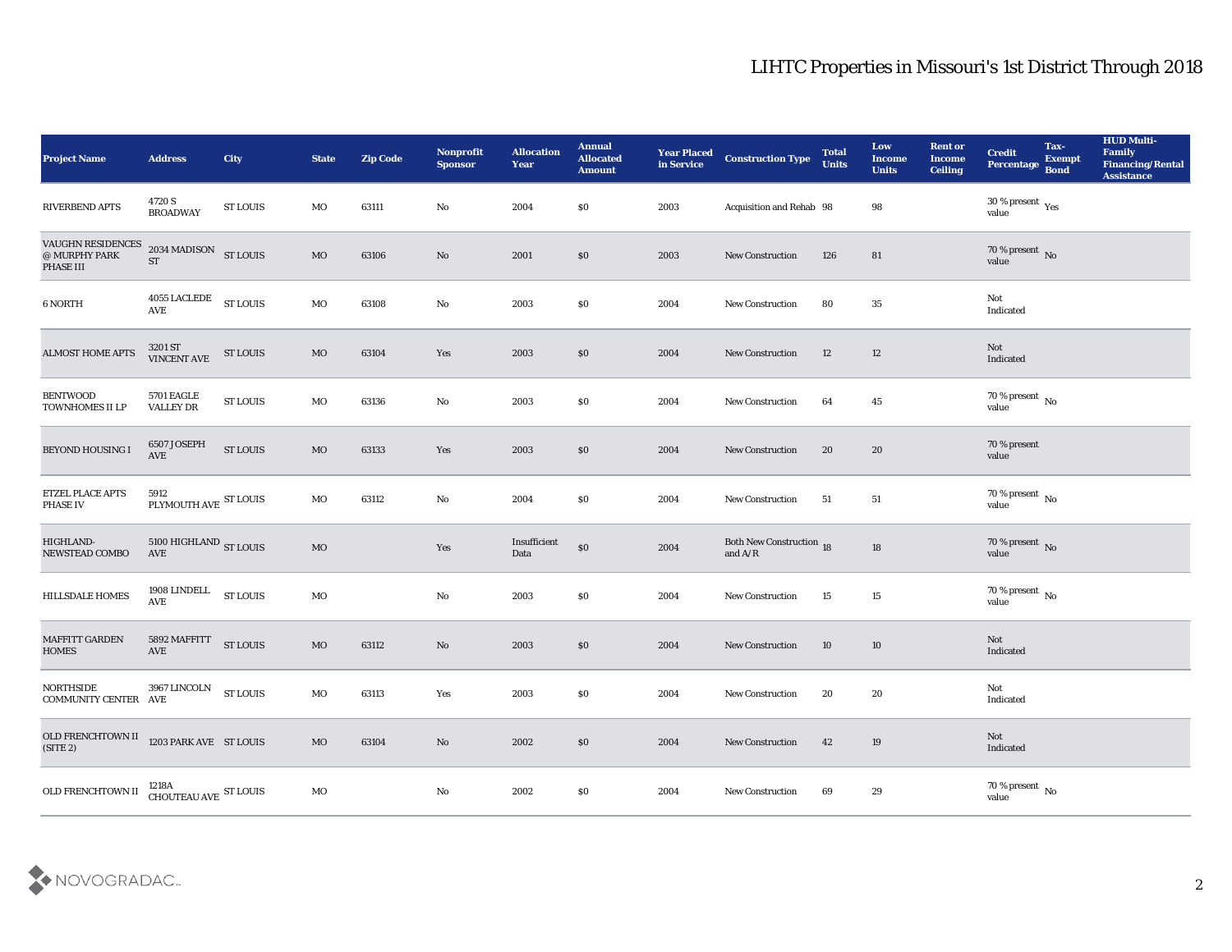# LIHTC Properties in Missouri's 1st District Through 2018

| Project Name | Address | City | State | Zip Code | Nonprofit Sponsor | Allocation Year | Annual Allocated Amount | Year Placed in Service | Construction Type | Total Units | Low Income Units | Rent or Income Ceiling | Credit Percentage | Tax-Exempt Bond | HUD Multi-Family Financing/Rental Assistance |
|---|---|---|---|---|---|---|---|---|---|---|---|---|---|---|---|
| RIVERBEND APTS | 4720 S BROADWAY | ST LOUIS | MO | 63111 | No | 2004 | $0 | 2003 | Acquisition and Rehab | 98 | 98 | | 30 % present value | Yes | |
| VAUGHN RESIDENCES @ MURPHY PARK PHASE III | 2034 MADISON ST | ST LOUIS | MO | 63106 | No | 2001 | $0 | 2003 | New Construction | 126 | 81 | | 70 % present value | No | |
| 6 NORTH | 4055 LACLEDE AVE | ST LOUIS | MO | 63108 | No | 2003 | $0 | 2004 | New Construction | 80 | 35 | | Not Indicated | | |
| ALMOST HOME APTS | 3201 ST VINCENT AVE | ST LOUIS | MO | 63104 | Yes | 2003 | $0 | 2004 | New Construction | 12 | 12 | | Not Indicated | | |
| BENTWOOD TOWNHOMES II LP | 5701 EAGLE VALLEY DR | ST LOUIS | MO | 63136 | No | 2003 | $0 | 2004 | New Construction | 64 | 45 | | 70 % present value | No | |
| BEYOND HOUSING I | 6507 JOSEPH AVE | ST LOUIS | MO | 63133 | Yes | 2003 | $0 | 2004 | New Construction | 20 | 20 | | 70 % present value | | |
| ETZEL PLACE APTS PHASE IV | 5912 PLYMOUTH AVE | ST LOUIS | MO | 63112 | No | 2004 | $0 | 2004 | New Construction | 51 | 51 | | 70 % present value | No | |
| HIGHLAND-NEWSTEAD COMBO | 5100 HIGHLAND AVE | ST LOUIS | MO | | Yes | Insufficient Data | $0 | 2004 | Both New Construction and A/R | 18 | 18 | | 70 % present value | No | |
| HILLSDALE HOMES | 1908 LINDELL AVE | ST LOUIS | MO | | No | 2003 | $0 | 2004 | New Construction | 15 | 15 | | 70 % present value | No | |
| MAFFITT GARDEN HOMES | 5892 MAFFITT AVE | ST LOUIS | MO | 63112 | No | 2003 | $0 | 2004 | New Construction | 10 | 10 | | Not Indicated | | |
| NORTHSIDE COMMUNITY CENTER | 3967 LINCOLN AVE | ST LOUIS | MO | 63113 | Yes | 2003 | $0 | 2004 | New Construction | 20 | 20 | | Not Indicated | | |
| OLD FRENCHTOWN II (SITE 2) | 1203 PARK AVE | ST LOUIS | MO | 63104 | No | 2002 | $0 | 2004 | New Construction | 42 | 19 | | Not Indicated | | |
| OLD FRENCHTOWN II | 1218A CHOUTEAU AVE | ST LOUIS | MO | | No | 2002 | $0 | 2004 | New Construction | 69 | 29 | | 70 % present value | No | |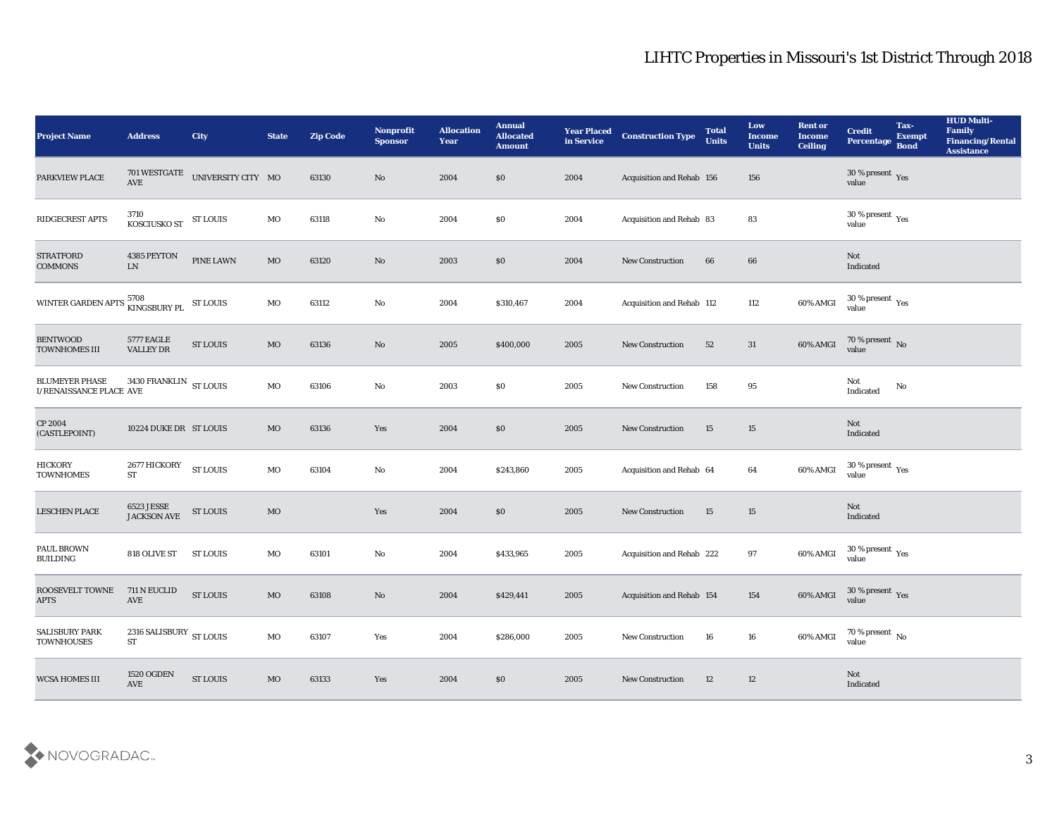## LIHTC Properties in Missouri's 1st District Through 2018

| Project Name | Address | City | State | Zip Code | Nonprofit Sponsor | Allocation Year | Annual Allocated Amount | Year Placed in Service | Construction Type | Total Units | Low Income Units | Rent or Income Ceiling | Credit Percentage | Tax-Exempt Bond | HUD Multi-Family Financing/Rental Assistance |
|---|---|---|---|---|---|---|---|---|---|---|---|---|---|---|---|
| PARKVIEW PLACE | 701 WESTGATE AVE | UNIVERSITY CITY | MO | 63130 | No | 2004 | $0 | 2004 | Acquisition and Rehab | 156 | 156 | | 30 % present value | Yes | |
| RIDGECREST APTS | 3710 KOSCIUSKO ST | ST LOUIS | MO | 63118 | No | 2004 | $0 | 2004 | Acquisition and Rehab | 83 | 83 | | 30 % present value | Yes | |
| STRATFORD COMMONS | 4385 PEYTON LN | PINE LAWN | MO | 63120 | No | 2003 | $0 | 2004 | New Construction | 66 | 66 | | Not Indicated | | |
| WINTER GARDEN APTS | 5708 KINGSBURY PL | ST LOUIS | MO | 63112 | No | 2004 | $310,467 | 2004 | Acquisition and Rehab | 112 | 112 | 60% AMGI | 30 % present value | Yes | |
| BENTWOOD TOWNHOMES III | 5777 EAGLE VALLEY DR | ST LOUIS | MO | 63136 | No | 2005 | $400,000 | 2005 | New Construction | 52 | 31 | 60% AMGI | 70 % present value | No | |
| BLUMEYER PHASE I/RENAISSANCE PLACE | 3430 FRANKLIN AVE | ST LOUIS | MO | 63106 | No | 2003 | $0 | 2005 | New Construction | 158 | 95 | | Not Indicated | No | |
| CP 2004 (CASTLEPOINT) | 10224 DUKE DR | ST LOUIS | MO | 63136 | Yes | 2004 | $0 | 2005 | New Construction | 15 | 15 | | Not Indicated | | |
| HICKORY TOWNHOMES | 2677 HICKORY ST | ST LOUIS | MO | 63104 | No | 2004 | $243,860 | 2005 | Acquisition and Rehab | 64 | 64 | 60% AMGI | 30 % present value | Yes | |
| LESCHEN PLACE | 6523 JESSE JACKSON AVE | ST LOUIS | MO | | Yes | 2004 | $0 | 2005 | New Construction | 15 | 15 | | Not Indicated | | |
| PAUL BROWN BUILDING | 818 OLIVE ST | ST LOUIS | MO | 63101 | No | 2004 | $433,965 | 2005 | Acquisition and Rehab | 222 | 97 | 60% AMGI | 30 % present value | Yes | |
| ROOSEVELT TOWNE APTS | 711 N EUCLID AVE | ST LOUIS | MO | 63108 | No | 2004 | $429,441 | 2005 | Acquisition and Rehab | 154 | 154 | 60% AMGI | 30 % present value | Yes | |
| SALISBURY PARK TOWNHOUSES | 2316 SALISBURY ST | ST LOUIS | MO | 63107 | Yes | 2004 | $286,000 | 2005 | New Construction | 16 | 16 | 60% AMGI | 70 % present value | No | |
| WCSA HOMES III | 1520 OGDEN AVE | ST LOUIS | MO | 63133 | Yes | 2004 | $0 | 2005 | New Construction | 12 | 12 | | Not Indicated | | |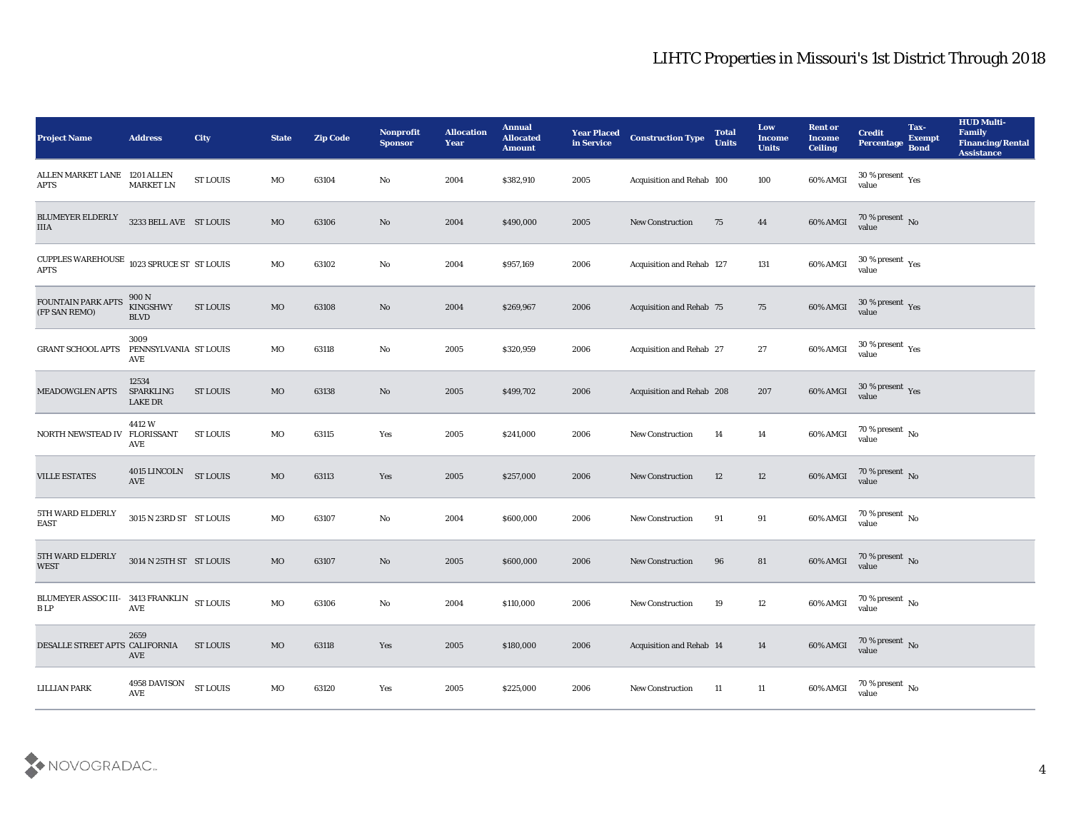# LIHTC Properties in Missouri's 1st District Through 2018

| Project Name | Address | City | State | Zip Code | Nonprofit Sponsor | Allocation Year | Annual Allocated Amount | Year Placed in Service | Construction Type | Total Units | Low Income Units | Rent or Income Ceiling | Credit Percentage | Tax-Exempt Bond | HUD Multi-Family Financing/Rental Assistance |
|---|---|---|---|---|---|---|---|---|---|---|---|---|---|---|---|
| ALLEN MARKET LANE APTS | 1201 ALLEN MARKET LN | ST LOUIS | MO | 63104 | No | 2004 | $382,910 | 2005 | Acquisition and Rehab | 100 | 100 | 60% AMGI | 30 % present value | Yes | |
| BLUMEYER ELDERLY IIIA | 3233 BELL AVE | ST LOUIS | MO | 63106 | No | 2004 | $490,000 | 2005 | New Construction | 75 | 44 | 60% AMGI | 70 % present value | No | |
| CUPPLES WAREHOUSE APTS | 1023 SPRUCE ST | ST LOUIS | MO | 63102 | No | 2004 | $957,169 | 2006 | Acquisition and Rehab | 127 | 131 | 60% AMGI | 30 % present value | Yes | |
| FOUNTAIN PARK APTS (FP SAN REMO) | 900 N KINGSHWY BLVD | ST LOUIS | MO | 63108 | No | 2004 | $269,967 | 2006 | Acquisition and Rehab | 75 | 75 | 60% AMGI | 30 % present value | Yes | |
| GRANT SCHOOL APTS | 3009 PENNSYLVANIA AVE | ST LOUIS | MO | 63118 | No | 2005 | $320,959 | 2006 | Acquisition and Rehab | 27 | 27 | 60% AMGI | 30 % present value | Yes | |
| MEADOWGLEN APTS | 12534 SPARKLING LAKE DR | ST LOUIS | MO | 63138 | No | 2005 | $499,702 | 2006 | Acquisition and Rehab | 208 | 207 | 60% AMGI | 30 % present value | Yes | |
| NORTH NEWSTEAD IV | 4412 W FLORISSANT AVE | ST LOUIS | MO | 63115 | Yes | 2005 | $241,000 | 2006 | New Construction | 14 | 14 | 60% AMGI | 70 % present value | No | |
| VILLE ESTATES | 4015 LINCOLN AVE | ST LOUIS | MO | 63113 | Yes | 2005 | $257,000 | 2006 | New Construction | 12 | 12 | 60% AMGI | 70 % present value | No | |
| 5TH WARD ELDERLY EAST | 3015 N 23RD ST | ST LOUIS | MO | 63107 | No | 2004 | $600,000 | 2006 | New Construction | 91 | 91 | 60% AMGI | 70 % present value | No | |
| 5TH WARD ELDERLY WEST | 3014 N 25TH ST | ST LOUIS | MO | 63107 | No | 2005 | $600,000 | 2006 | New Construction | 96 | 81 | 60% AMGI | 70 % present value | No | |
| BLUMEYER ASSOC III-B LP | 3413 FRANKLIN AVE | ST LOUIS | MO | 63106 | No | 2004 | $110,000 | 2006 | New Construction | 19 | 12 | 60% AMGI | 70 % present value | No | |
| DESALLE STREET APTS | 2659 CALIFORNIA AVE | ST LOUIS | MO | 63118 | Yes | 2005 | $180,000 | 2006 | Acquisition and Rehab | 14 | 14 | 60% AMGI | 70 % present value | No | |
| LILLIAN PARK | 4958 DAVISON AVE | ST LOUIS | MO | 63120 | Yes | 2005 | $225,000 | 2006 | New Construction | 11 | 11 | 60% AMGI | 70 % present value | No | |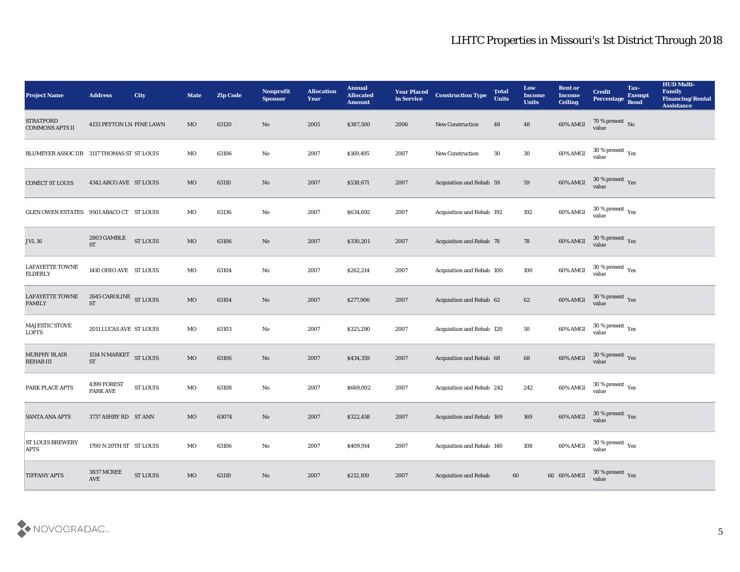# LIHTC Properties in Missouri's 1st District Through 2018

| Project Name | Address | City | State | Zip Code | Nonprofit Sponsor | Allocation Year | Annual Allocated Amount | Year Placed in Service | Construction Type | Total Units | Low Income Units | Rent or Income Ceiling | Credit Percentage | Tax-Exempt Bond | HUD Multi-Family Financing/Rental Assistance |
|---|---|---|---|---|---|---|---|---|---|---|---|---|---|---|---|
| STRATFORD COMMONS APTS II | 4133 PEYTON LN | PINE LAWN | MO | 63120 | No | 2005 | $387,500 | 2006 | New Construction | 48 | 48 | 60% AMGI | 70 % present value | No | |
| BLUMEYER ASSOC IIB | 3117 THOMAS ST | ST LOUIS | MO | 63106 | No | 2007 | $169,495 | 2007 | New Construction | 30 | 30 | 60% AMGI | 30 % present value | Yes | |
| CONECT ST LOUIS | 4342 ARCO AVE | ST LOUIS | MO | 63110 | No | 2007 | $538,671 | 2007 | Acquisition and Rehab | 59 | 59 | 60% AMGI | 30 % present value | Yes | |
| GLEN OWEN ESTATES | 9501 ABACO CT | ST LOUIS | MO | 63136 | No | 2007 | $634,692 | 2007 | Acquisition and Rehab | 192 | 192 | 60% AMGI | 30 % present value | Yes | |
| J VL 16 | 2803 GAMBLE ST | ST LOUIS | MO | 63106 | No | 2007 | $330,201 | 2007 | Acquisition and Rehab | 78 | 78 | 60% AMGI | 30 % present value | Yes | |
| LAFAYETTE TOWNE ELDERLY | 1410 OHIO AVE | ST LOUIS | MO | 63104 | No | 2007 | $262,214 | 2007 | Acquisition and Rehab | 100 | 100 | 60% AMGI | 30 % present value | Yes | |
| LAFAYETTE TOWNE FAMILY | 2645 CAROLINE ST | ST LOUIS | MO | 63104 | No | 2007 | $277,906 | 2007 | Acquisition and Rehab | 62 | 62 | 60% AMGI | 30 % present value | Yes | |
| MAJESTIC STOVE LOFTS | 2011 LUCAS AVE | ST LOUIS | MO | 63103 | No | 2007 | $325,290 | 2007 | Acquisition and Rehab | 120 | 50 | 60% AMGI | 30 % present value | Yes | |
| MURPHY BLAIR REHAB III | 1514 N MARKET ST | ST LOUIS | MO | 63106 | No | 2007 | $434,359 | 2007 | Acquisition and Rehab | 68 | 68 | 60% AMGI | 30 % present value | Yes | |
| PARK PLACE APTS | 4399 FOREST PARK AVE | ST LOUIS | MO | 63108 | No | 2007 | $669,002 | 2007 | Acquisition and Rehab | 242 | 242 | 60% AMGI | 30 % present value | Yes | |
| SANTA ANA APTS | 3737 ASHBY RD | ST ANN | MO | 63074 | No | 2007 | $322,458 | 2007 | Acquisition and Rehab | 169 | 169 | 60% AMGI | 30 % present value | Yes | |
| ST LOUIS BREWERY APTS | 1700 N 20TH ST | ST LOUIS | MO | 63106 | No | 2007 | $409,914 | 2007 | Acquisition and Rehab | 140 | 108 | 60% AMGI | 30 % present value | Yes | |
| TIFFANY APTS | 3837 MCREE AVE | ST LOUIS | MO | 63110 | No | 2007 | $212,100 | 2007 | Acquisition and Rehab | 60 | 60 | 60% AMGI | 30 % present value | Yes | |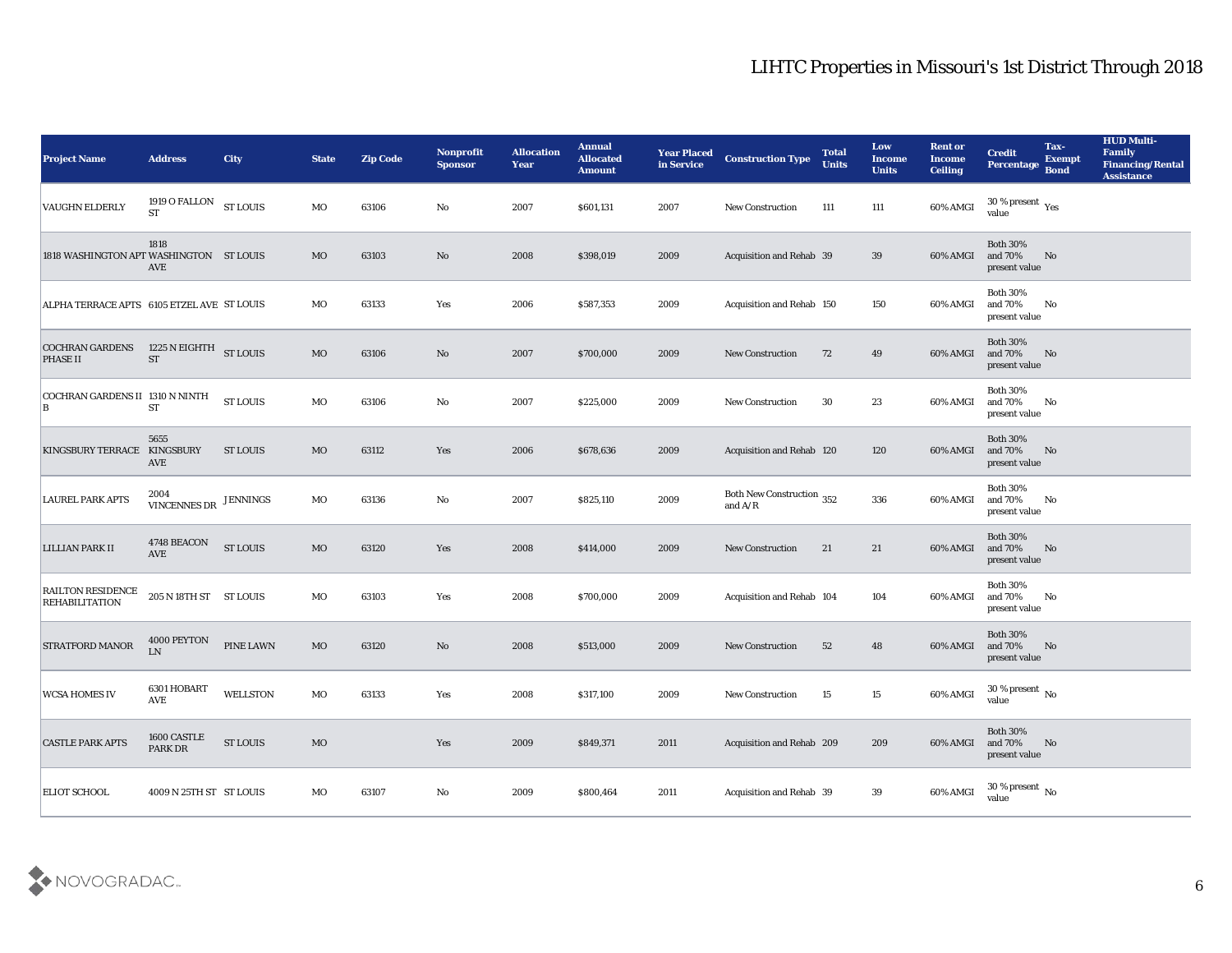# LIHTC Properties in Missouri's 1st District Through 2018

| Project Name | Address | City | State | Zip Code | Nonprofit Sponsor | Allocation Year | Annual Allocated Amount | Year Placed in Service | Construction Type | Total Units | Low Income Units | Rent or Income Ceiling | Credit Percentage | Tax-Exempt Bond | HUD Multi-Family Financing/Rental Assistance |
|---|---|---|---|---|---|---|---|---|---|---|---|---|---|---|---|
| VAUGHN ELDERLY | 1919 O FALLON ST | ST LOUIS | MO | 63106 | No | 2007 | $601,131 | 2007 | New Construction | 111 | 111 | 60% AMGI | 30 % present value | Yes | |
| 1818 WASHINGTON APT | 1818 WASHINGTON AVE | ST LOUIS | MO | 63103 | No | 2008 | $398,019 | 2009 | Acquisition and Rehab | 39 | 39 | 60% AMGI | Both 30% and 70% present value | No | |
| ALPHA TERRACE APTS | 6105 ETZEL AVE | ST LOUIS | MO | 63133 | Yes | 2006 | $587,353 | 2009 | Acquisition and Rehab | 150 | 150 | 60% AMGI | Both 30% and 70% present value | No | |
| COCHRAN GARDENS PHASE II | 1225 N EIGHTH ST | ST LOUIS | MO | 63106 | No | 2007 | $700,000 | 2009 | New Construction | 72 | 49 | 60% AMGI | Both 30% and 70% present value | No | |
| COCHRAN GARDENS II B | 1310 N NINTH ST | ST LOUIS | MO | 63106 | No | 2007 | $225,000 | 2009 | New Construction | 30 | 23 | 60% AMGI | Both 30% and 70% present value | No | |
| KINGSBURY TERRACE | 5655 KINGSBURY AVE | ST LOUIS | MO | 63112 | Yes | 2006 | $678,636 | 2009 | Acquisition and Rehab | 120 | 120 | 60% AMGI | Both 30% and 70% present value | No | |
| LAUREL PARK APTS | 2004 VINCENNES DR | JENNINGS | MO | 63136 | No | 2007 | $825,110 | 2009 | Both New Construction and A/R | 352 | 336 | 60% AMGI | Both 30% and 70% present value | No | |
| LILLIAN PARK II | 4748 BEACON AVE | ST LOUIS | MO | 63120 | Yes | 2008 | $414,000 | 2009 | New Construction | 21 | 21 | 60% AMGI | Both 30% and 70% present value | No | |
| RAILTON RESIDENCE REHABILITATION | 205 N 18TH ST | ST LOUIS | MO | 63103 | Yes | 2008 | $700,000 | 2009 | Acquisition and Rehab | 104 | 104 | 60% AMGI | Both 30% and 70% present value | No | |
| STRATFORD MANOR | 4000 PEYTON LN | PINE LAWN | MO | 63120 | No | 2008 | $513,000 | 2009 | New Construction | 52 | 48 | 60% AMGI | Both 30% and 70% present value | No | |
| WCSA HOMES IV | 6301 HOBART AVE | WELLSTON | MO | 63133 | Yes | 2008 | $317,100 | 2009 | New Construction | 15 | 15 | 60% AMGI | 30 % present value | No | |
| CASTLE PARK APTS | 1600 CASTLE PARK DR | ST LOUIS | MO | | Yes | 2009 | $849,371 | 2011 | Acquisition and Rehab | 209 | 209 | 60% AMGI | Both 30% and 70% present value | No | |
| ELIOT SCHOOL | 4009 N 25TH ST | ST LOUIS | MO | 63107 | No | 2009 | $800,464 | 2011 | Acquisition and Rehab | 39 | 39 | 60% AMGI | 30 % present value | No | |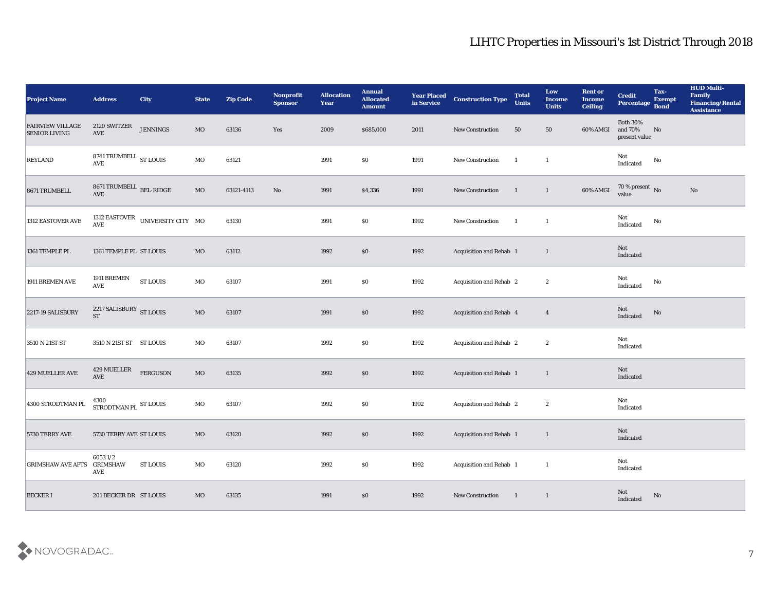## LIHTC Properties in Missouri's 1st District Through 2018

| Project Name | Address | City | State | Zip Code | Nonprofit Sponsor | Allocation Year | Annual Allocated Amount | Year Placed in Service | Construction Type | Total Units | Low Income Units | Rent or Income Ceiling | Credit Percentage | Tax-Exempt Bond | HUD Multi-Family Financing/Rental Assistance |
|---|---|---|---|---|---|---|---|---|---|---|---|---|---|---|---|
| FAIRVIEW VILLAGE SENIOR LIVING | 2120 SWITZER AVE | JENNINGS | MO | 63136 | Yes | 2009 | $685,000 | 2011 | New Construction | 50 | 50 | 60% AMGI | Both 30% and 70% present value | No | |
| REYLAND | 8741 TRUMBELL AVE | ST LOUIS | MO | 63121 | | 1991 | $0 | 1991 | New Construction | 1 | 1 | | Not Indicated | No | |
| 8671 TRUMBELL | 8671 TRUMBELL AVE | BEL-RIDGE | MO | 63121-4113 | No | 1991 | $4,336 | 1991 | New Construction | 1 | 1 | 60% AMGI | 70 % present value | No | No |
| 1312 EASTOVER AVE | 1312 EASTOVER AVE | UNIVERSITY CITY | MO | 63130 | | 1991 | $0 | 1992 | New Construction | 1 | 1 | | Not Indicated | No | |
| 1361 TEMPLE PL | 1361 TEMPLE PL | ST LOUIS | MO | 63112 | | 1992 | $0 | 1992 | Acquisition and Rehab | 1 | 1 | | Not Indicated | | |
| 1911 BREMEN AVE | 1911 BREMEN AVE | ST LOUIS | MO | 63107 | | 1991 | $0 | 1992 | Acquisition and Rehab | 2 | 2 | | Not Indicated | No | |
| 2217-19 SALISBURY | 2217 SALISBURY ST | ST LOUIS | MO | 63107 | | 1991 | $0 | 1992 | Acquisition and Rehab | 4 | 4 | | Not Indicated | No | |
| 3510 N 21ST ST | 3510 N 21ST ST | ST LOUIS | MO | 63107 | | 1992 | $0 | 1992 | Acquisition and Rehab | 2 | 2 | | Not Indicated | | |
| 429 MUELLER AVE | 429 MUELLER AVE | FERGUSON | MO | 63135 | | 1992 | $0 | 1992 | Acquisition and Rehab | 1 | 1 | | Not Indicated | | |
| 4300 STRODTMAN PL | 4300 STRODTMAN PL | ST LOUIS | MO | 63107 | | 1992 | $0 | 1992 | Acquisition and Rehab | 2 | 2 | | Not Indicated | | |
| 5730 TERRY AVE | 5730 TERRY AVE | ST LOUIS | MO | 63120 | | 1992 | $0 | 1992 | Acquisition and Rehab | 1 | 1 | | Not Indicated | | |
| GRIMSHAW AVE APTS | 6053 1/2 GRIMSHAW AVE | ST LOUIS | MO | 63120 | | 1992 | $0 | 1992 | Acquisition and Rehab | 1 | 1 | | Not Indicated | | |
| BECKER I | 201 BECKER DR | ST LOUIS | MO | 63135 | | 1991 | $0 | 1992 | New Construction | 1 | 1 | | Not Indicated | No | |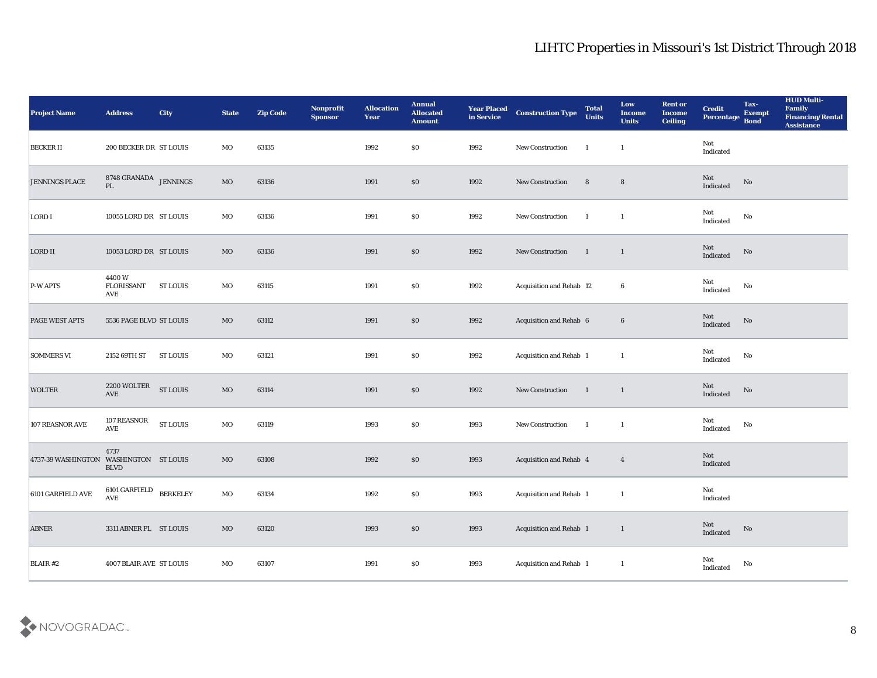# LIHTC Properties in Missouri's 1st District Through 2018

| Project Name | Address | City | State | Zip Code | Nonprofit Sponsor | Allocation Year | Annual Allocated Amount | Year Placed in Service | Construction Type | Total Units | Low Income Units | Rent or Income Ceiling | Credit Percentage | Tax-Exempt Bond | HUD Multi-Family Financing/Rental Assistance |
|---|---|---|---|---|---|---|---|---|---|---|---|---|---|---|---|
| BECKER II | 200 BECKER DR | ST LOUIS | MO | 63135 | | 1992 | $0 | 1992 | New Construction | 1 | 1 | | Not Indicated | | |
| JENNINGS PLACE | 8748 GRANADA PL | JENNINGS | MO | 63136 | | 1991 | $0 | 1992 | New Construction | 8 | 8 | | Not Indicated | No | |
| LORD I | 10055 LORD DR | ST LOUIS | MO | 63136 | | 1991 | $0 | 1992 | New Construction | 1 | 1 | | Not Indicated | No | |
| LORD II | 10053 LORD DR | ST LOUIS | MO | 63136 | | 1991 | $0 | 1992 | New Construction | 1 | 1 | | Not Indicated | No | |
| P-W APTS | 4400 W FLORISSANT AVE | ST LOUIS | MO | 63115 | | 1991 | $0 | 1992 | Acquisition and Rehab | 12 | 6 | | Not Indicated | No | |
| PAGE WEST APTS | 5536 PAGE BLVD | ST LOUIS | MO | 63112 | | 1991 | $0 | 1992 | Acquisition and Rehab | 6 | 6 | | Not Indicated | No | |
| SOMMERS VI | 2152 69TH ST | ST LOUIS | MO | 63121 | | 1991 | $0 | 1992 | Acquisition and Rehab | 1 | 1 | | Not Indicated | No | |
| WOLTER | 2200 WOLTER AVE | ST LOUIS | MO | 63114 | | 1991 | $0 | 1992 | New Construction | 1 | 1 | | Not Indicated | No | |
| 107 REASNOR AVE | 107 REASNOR AVE | ST LOUIS | MO | 63119 | | 1993 | $0 | 1993 | New Construction | 1 | 1 | | Not Indicated | No | |
| 4737-39 WASHINGTON | 4737 WASHINGTON BLVD | ST LOUIS | MO | 63108 | | 1992 | $0 | 1993 | Acquisition and Rehab | 4 | 4 | | Not Indicated | | |
| 6101 GARFIELD AVE | 6101 GARFIELD AVE | BERKELEY | MO | 63134 | | 1992 | $0 | 1993 | Acquisition and Rehab | 1 | 1 | | Not Indicated | | |
| ABNER | 3311 ABNER PL | ST LOUIS | MO | 63120 | | 1993 | $0 | 1993 | Acquisition and Rehab | 1 | 1 | | Not Indicated | No | |
| BLAIR #2 | 4007 BLAIR AVE | ST LOUIS | MO | 63107 | | 1991 | $0 | 1993 | Acquisition and Rehab | 1 | 1 | | Not Indicated | No | |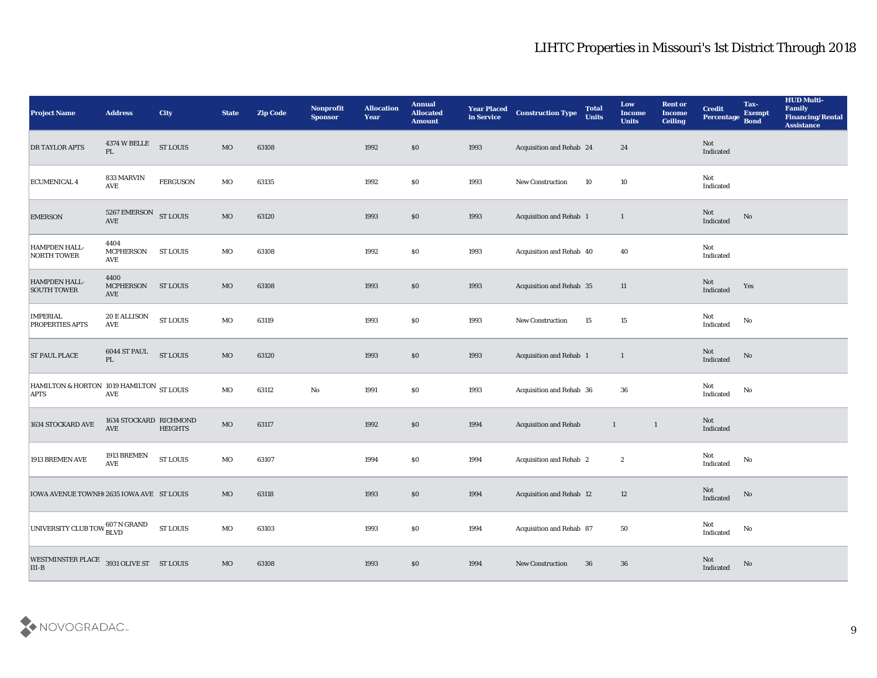# LIHTC Properties in Missouri's 1st District Through 2018

| Project Name | Address | City | State | Zip Code | Nonprofit Sponsor | Allocation Year | Annual Allocated Amount | Year Placed in Service | Construction Type | Total Units | Low Income Units | Rent or Income Ceiling | Credit Percentage | Tax-Exempt Bond | HUD Multi-Family Financing/Rental Assistance |
|---|---|---|---|---|---|---|---|---|---|---|---|---|---|---|---|
| DR TAYLOR APTS | 4374 W BELLE PL | ST LOUIS | MO | 63108 | | 1992 | $0 | 1993 | Acquisition and Rehab | 24 | 24 | | Not Indicated | | |
| ECUMENICAL 4 | 833 MARVIN AVE | FERGUSON | MO | 63135 | | 1992 | $0 | 1993 | New Construction | 10 | 10 | | Not Indicated | | |
| EMERSON | 5267 EMERSON AVE | ST LOUIS | MO | 63120 | | 1993 | $0 | 1993 | Acquisition and Rehab | 1 | 1 | | Not Indicated | No | |
| HAMPDEN HALL-NORTH TOWER | 4404 MCPHERSON AVE | ST LOUIS | MO | 63108 | | 1992 | $0 | 1993 | Acquisition and Rehab | 40 | 40 | | Not Indicated | | |
| HAMPDEN HALL-SOUTH TOWER | 4400 MCPHERSON AVE | ST LOUIS | MO | 63108 | | 1993 | $0 | 1993 | Acquisition and Rehab | 35 | 11 | | Not Indicated | Yes | |
| IMPERIAL PROPERTIES APTS | 20 E ALLISON AVE | ST LOUIS | MO | 63119 | | 1993 | $0 | 1993 | New Construction | 15 | 15 | | Not Indicated | No | |
| ST PAUL PLACE | 6044 ST PAUL PL | ST LOUIS | MO | 63120 | | 1993 | $0 | 1993 | Acquisition and Rehab | 1 | 1 | | Not Indicated | No | |
| HAMILTON & HORTON APTS | 1019 HAMILTON AVE | ST LOUIS | MO | 63112 | No | 1991 | $0 | 1993 | Acquisition and Rehab | 36 | 36 | | Not Indicated | No | |
| 1634 STOCKARD AVE | 1634 STOCKARD AVE | RICHMOND HEIGHTS | MO | 63117 | | 1992 | $0 | 1994 | Acquisition and Rehab | | 1 | 1 | Not Indicated | | |
| 1913 BREMEN AVE | 1913 BREMEN AVE | ST LOUIS | MO | 63107 | | 1994 | $0 | 1994 | Acquisition and Rehab | 2 | 2 | | Not Indicated | No | |
| IOWA AVENUE TOWNH( | 2635 IOWA AVE | ST LOUIS | MO | 63118 | | 1993 | $0 | 1994 | Acquisition and Rehab | 12 | 12 | | Not Indicated | No | |
| UNIVERSITY CLUB TOW | 607 N GRAND BLVD | ST LOUIS | MO | 63103 | | 1993 | $0 | 1994 | Acquisition and Rehab | 87 | 50 | | Not Indicated | No | |
| WESTMINSTER PLACE III-B | 3931 OLIVE ST | ST LOUIS | MO | 63108 | | 1993 | $0 | 1994 | New Construction | 36 | 36 | | Not Indicated | No | |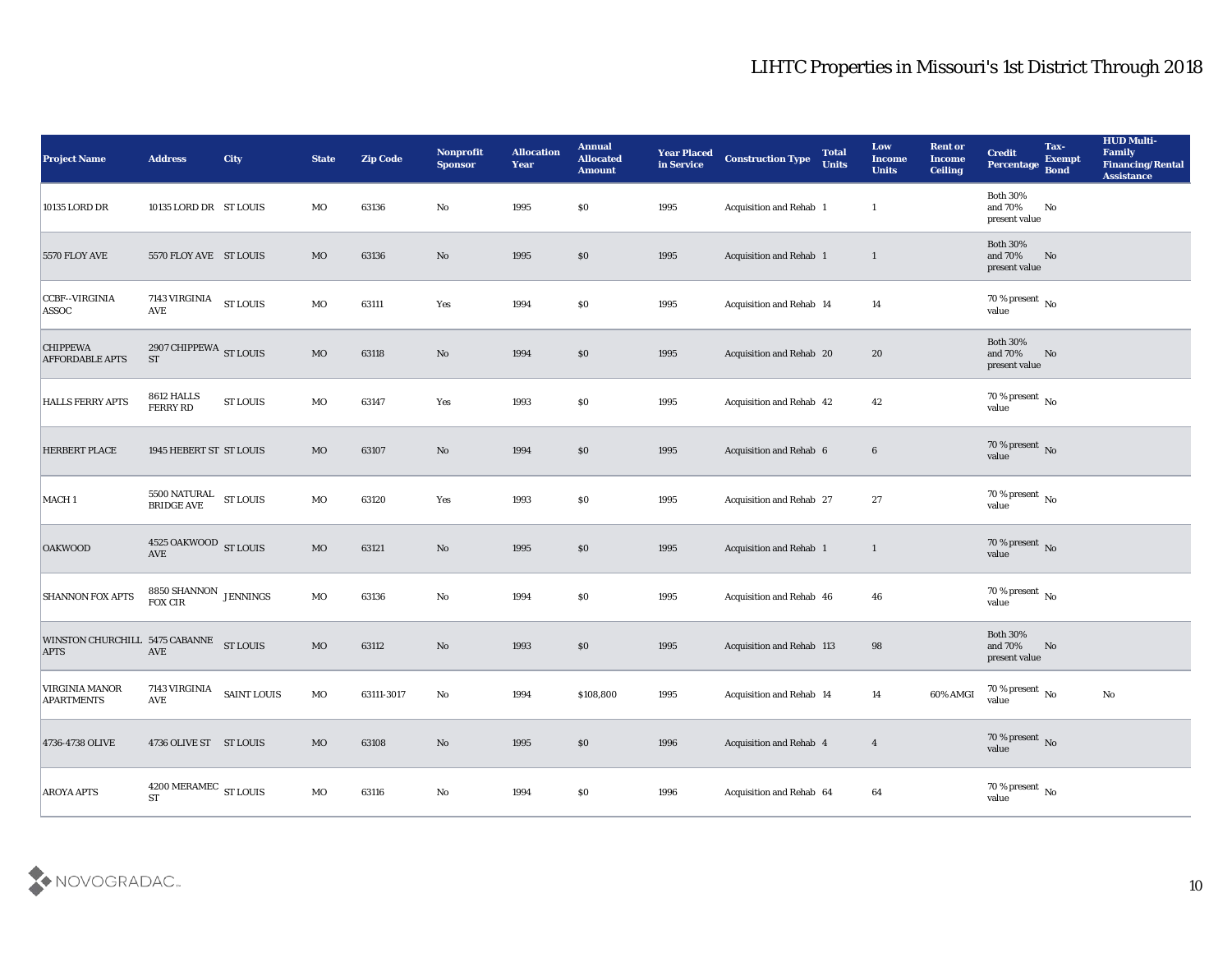# LIHTC Properties in Missouri's 1st District Through 2018

| Project Name | Address | City | State | Zip Code | Nonprofit Sponsor | Allocation Year | Annual Allocated Amount | Year Placed in Service | Construction Type | Total Units | Low Income Units | Rent or Income Ceiling | Credit Percentage | Tax-Exempt Bond | HUD Multi-Family Financing/Rental Assistance |
|---|---|---|---|---|---|---|---|---|---|---|---|---|---|---|---|
| 10135 LORD DR | 10135 LORD DR | ST LOUIS | MO | 63136 | No | 1995 | $0 | 1995 | Acquisition and Rehab | 1 | 1 | | Both 30% and 70% present value | No | |
| 5570 FLOY AVE | 5570 FLOY AVE | ST LOUIS | MO | 63136 | No | 1995 | $0 | 1995 | Acquisition and Rehab | 1 | 1 | | Both 30% and 70% present value | No | |
| CCBF--VIRGINIA ASSOC | 7143 VIRGINIA AVE | ST LOUIS | MO | 63111 | Yes | 1994 | $0 | 1995 | Acquisition and Rehab | 14 | 14 | | 70 % present value | No | |
| CHIPPEWA AFFORDABLE APTS | 2907 CHIPPEWA ST | ST LOUIS | MO | 63118 | No | 1994 | $0 | 1995 | Acquisition and Rehab | 20 | 20 | | Both 30% and 70% present value | No | |
| HALLS FERRY APTS | 8612 HALLS FERRY RD | ST LOUIS | MO | 63147 | Yes | 1993 | $0 | 1995 | Acquisition and Rehab | 42 | 42 | | 70 % present value | No | |
| HERBERT PLACE | 1945 HEBERT ST | ST LOUIS | MO | 63107 | No | 1994 | $0 | 1995 | Acquisition and Rehab | 6 | 6 | | 70 % present value | No | |
| MACH 1 | 5500 NATURAL BRIDGE AVE | ST LOUIS | MO | 63120 | Yes | 1993 | $0 | 1995 | Acquisition and Rehab | 27 | 27 | | 70 % present value | No | |
| OAKWOOD | 4525 OAKWOOD AVE | ST LOUIS | MO | 63121 | No | 1995 | $0 | 1995 | Acquisition and Rehab | 1 | 1 | | 70 % present value | No | |
| SHANNON FOX APTS | 8850 SHANNON FOX CIR | JENNINGS | MO | 63136 | No | 1994 | $0 | 1995 | Acquisition and Rehab | 46 | 46 | | 70 % present value | No | |
| WINSTON CHURCHILL APTS | 5475 CABANNE AVE | ST LOUIS | MO | 63112 | No | 1993 | $0 | 1995 | Acquisition and Rehab | 113 | 98 | | Both 30% and 70% present value | No | |
| VIRGINIA MANOR APARTMENTS | 7143 VIRGINIA AVE | SAINT LOUIS | MO | 63111-3017 | No | 1994 | $108,800 | 1995 | Acquisition and Rehab | 14 | 14 | 60% AMGI | 70 % present value | No | No |
| 4736-4738 OLIVE | 4736 OLIVE ST | ST LOUIS | MO | 63108 | No | 1995 | $0 | 1996 | Acquisition and Rehab | 4 | 4 | | 70 % present value | No | |
| AROYA APTS | 4200 MERAMEC ST | ST LOUIS | MO | 63116 | No | 1994 | $0 | 1996 | Acquisition and Rehab | 64 | 64 | | 70 % present value | No | |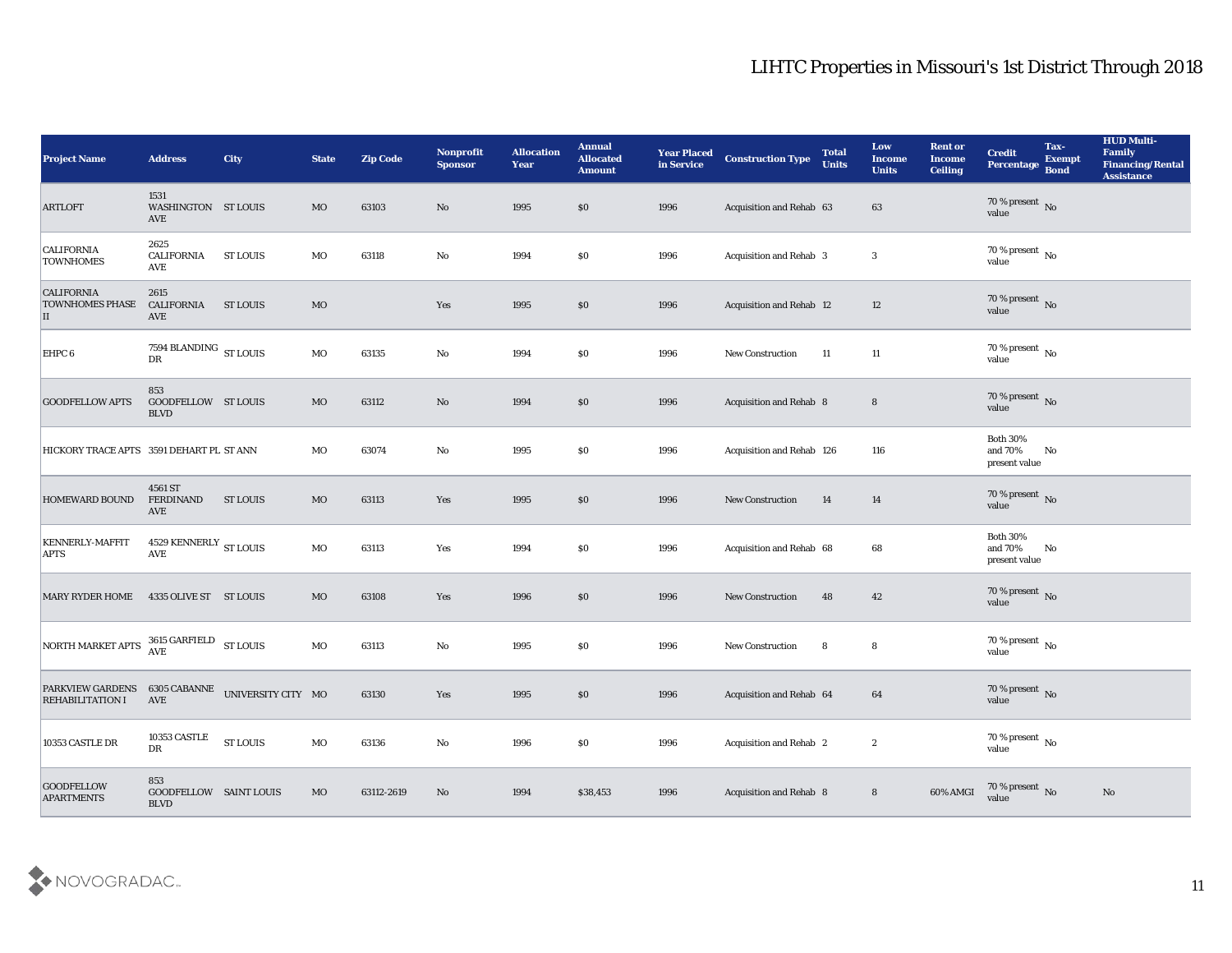# LIHTC Properties in Missouri's 1st District Through 2018

| Project Name | Address | City | State | Zip Code | Nonprofit Sponsor | Allocation Year | Annual Allocated Amount | Year Placed in Service | Construction Type | Total Units | Low Income Units | Rent or Income Ceiling | Credit Percentage | Tax-Exempt Bond | HUD Multi-Family Financing/Rental Assistance |
|---|---|---|---|---|---|---|---|---|---|---|---|---|---|---|---|
| ARTLOFT | 1531 WASHINGTON AVE | ST LOUIS | MO | 63103 | No | 1995 | $0 | 1996 | Acquisition and Rehab | 63 | 63 | | 70 % present value | No | |
| CALIFORNIA TOWNHOMES | 2625 CALIFORNIA AVE | ST LOUIS | MO | 63118 | No | 1994 | $0 | 1996 | Acquisition and Rehab | 3 | 3 | | 70 % present value | No | |
| CALIFORNIA TOWNHOMES PHASE II | 2615 CALIFORNIA AVE | ST LOUIS | MO | | Yes | 1995 | $0 | 1996 | Acquisition and Rehab | 12 | 12 | | 70 % present value | No | |
| EHPC 6 | 7594 BLANDING DR | ST LOUIS | MO | 63135 | No | 1994 | $0 | 1996 | New Construction | 11 | 11 | | 70 % present value | No | |
| GOODFELLOW APTS | 853 GOODFELLOW BLVD | ST LOUIS | MO | 63112 | No | 1994 | $0 | 1996 | Acquisition and Rehab | 8 | 8 | | 70 % present value | No | |
| HICKORY TRACE APTS | 3591 DEHART PL | ST ANN | MO | 63074 | No | 1995 | $0 | 1996 | Acquisition and Rehab | 126 | 116 | | Both 30% and 70% present value | No | |
| HOMEWARD BOUND | 4561 ST FERDINAND AVE | ST LOUIS | MO | 63113 | Yes | 1995 | $0 | 1996 | New Construction | 14 | 14 | | 70 % present value | No | |
| KENNERLY-MAFFIT APTS | 4529 KENNERLY AVE | ST LOUIS | MO | 63113 | Yes | 1994 | $0 | 1996 | Acquisition and Rehab | 68 | 68 | | Both 30% and 70% present value | No | |
| MARY RYDER HOME | 4335 OLIVE ST | ST LOUIS | MO | 63108 | Yes | 1996 | $0 | 1996 | New Construction | 48 | 42 | | 70 % present value | No | |
| NORTH MARKET APTS | 3615 GARFIELD AVE | ST LOUIS | MO | 63113 | No | 1995 | $0 | 1996 | New Construction | 8 | 8 | | 70 % present value | No | |
| PARKVIEW GARDENS REHABILITATION I | 6305 CABANNE AVE | UNIVERSITY CITY | MO | 63130 | Yes | 1995 | $0 | 1996 | Acquisition and Rehab | 64 | 64 | | 70 % present value | No | |
| 10353 CASTLE DR | 10353 CASTLE DR | ST LOUIS | MO | 63136 | No | 1996 | $0 | 1996 | Acquisition and Rehab | 2 | 2 | | 70 % present value | No | |
| GOODFELLOW APARTMENTS | 853 GOODFELLOW BLVD | SAINT LOUIS | MO | 63112-2619 | No | 1994 | $38,453 | 1996 | Acquisition and Rehab | 8 | 8 | 60% AMGI | 70 % present value | No | No |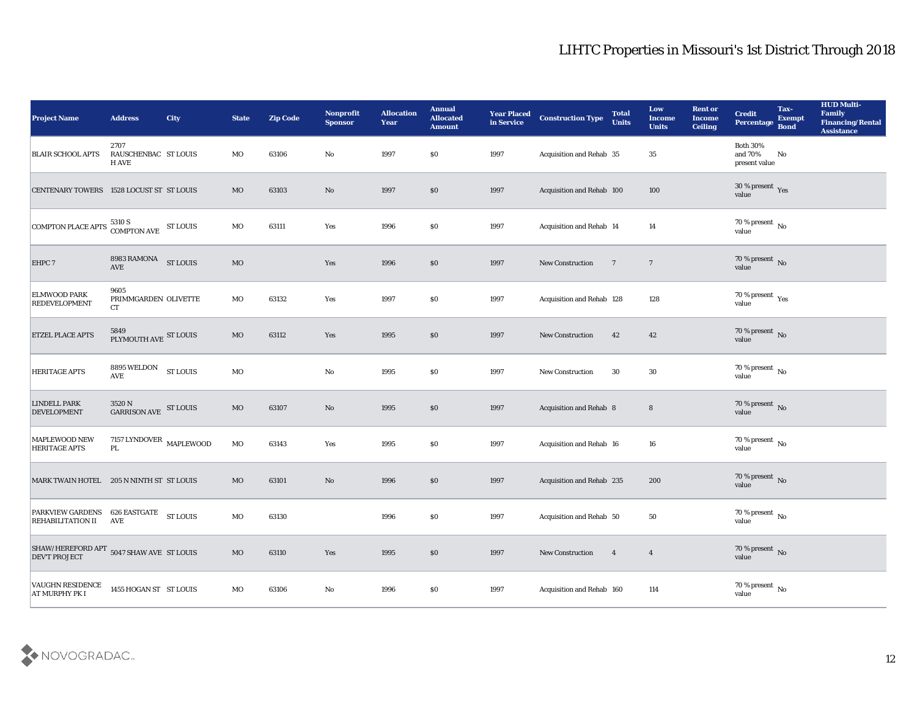# LIHTC Properties in Missouri's 1st District Through 2018

| Project Name | Address | City | State | Zip Code | Nonprofit Sponsor | Allocation Year | Annual Allocated Amount | Year Placed in Service | Construction Type | Total Units | Low Income Units | Rent or Income Ceiling | Credit Percentage | Tax-Exempt Bond | HUD Multi-Family Financing/Rental Assistance |
|---|---|---|---|---|---|---|---|---|---|---|---|---|---|---|---|
| BLAIR SCHOOL APTS | 2707 RAUSCHENBACH AVE | ST LOUIS | MO | 63106 | No | 1997 | $0 | 1997 | Acquisition and Rehab | 35 | 35 | | Both 30% and 70% present value | No | |
| CENTENARY TOWERS | 1528 LOCUST ST | ST LOUIS | MO | 63103 | No | 1997 | $0 | 1997 | Acquisition and Rehab | 100 | 100 | | 30 % present value | Yes | |
| COMPTON PLACE APTS | 5310 S COMPTON AVE | ST LOUIS | MO | 63111 | Yes | 1996 | $0 | 1997 | Acquisition and Rehab | 14 | 14 | | 70 % present value | No | |
| EHPC 7 | 8983 RAMONA AVE | ST LOUIS | MO | | Yes | 1996 | $0 | 1997 | New Construction | 7 | 7 | | 70 % present value | No | |
| ELMWOOD PARK REDEVELOPMENT | 9605 PRIMMGARDEN CT | OLIVETTE | MO | 63132 | Yes | 1997 | $0 | 1997 | Acquisition and Rehab | 128 | 128 | | 70 % present value | Yes | |
| ETZEL PLACE APTS | 5849 PLYMOUTH AVE | ST LOUIS | MO | 63112 | Yes | 1995 | $0 | 1997 | New Construction | 42 | 42 | | 70 % present value | No | |
| HERITAGE APTS | 8895 WELDON AVE | ST LOUIS | MO | | No | 1995 | $0 | 1997 | New Construction | 30 | 30 | | 70 % present value | No | |
| LINDELL PARK DEVELOPMENT | 3520 N GARRISON AVE | ST LOUIS | MO | 63107 | No | 1995 | $0 | 1997 | Acquisition and Rehab | 8 | 8 | | 70 % present value | No | |
| MAPLEWOOD NEW HERITAGE APTS | 7157 LYNDOVER PL | MAPLEWOOD | MO | 63143 | Yes | 1995 | $0 | 1997 | Acquisition and Rehab | 16 | 16 | | 70 % present value | No | |
| MARK TWAIN HOTEL | 205 N NINTH ST | ST LOUIS | MO | 63101 | No | 1996 | $0 | 1997 | Acquisition and Rehab | 235 | 200 | | 70 % present value | No | |
| PARKVIEW GARDENS REHABILITATION II | 626 EASTGATE AVE | ST LOUIS | MO | 63130 | | 1996 | $0 | 1997 | Acquisition and Rehab | 50 | 50 | | 70 % present value | No | |
| SHAW/HEREFORD APT DEV'T PROJECT | 5047 SHAW AVE | ST LOUIS | MO | 63110 | Yes | 1995 | $0 | 1997 | New Construction | 4 | 4 | | 70 % present value | No | |
| VAUGHN RESIDENCE AT MURPHY PK I | 1455 HOGAN ST | ST LOUIS | MO | 63106 | No | 1996 | $0 | 1997 | Acquisition and Rehab | 160 | 114 | | 70 % present value | No | |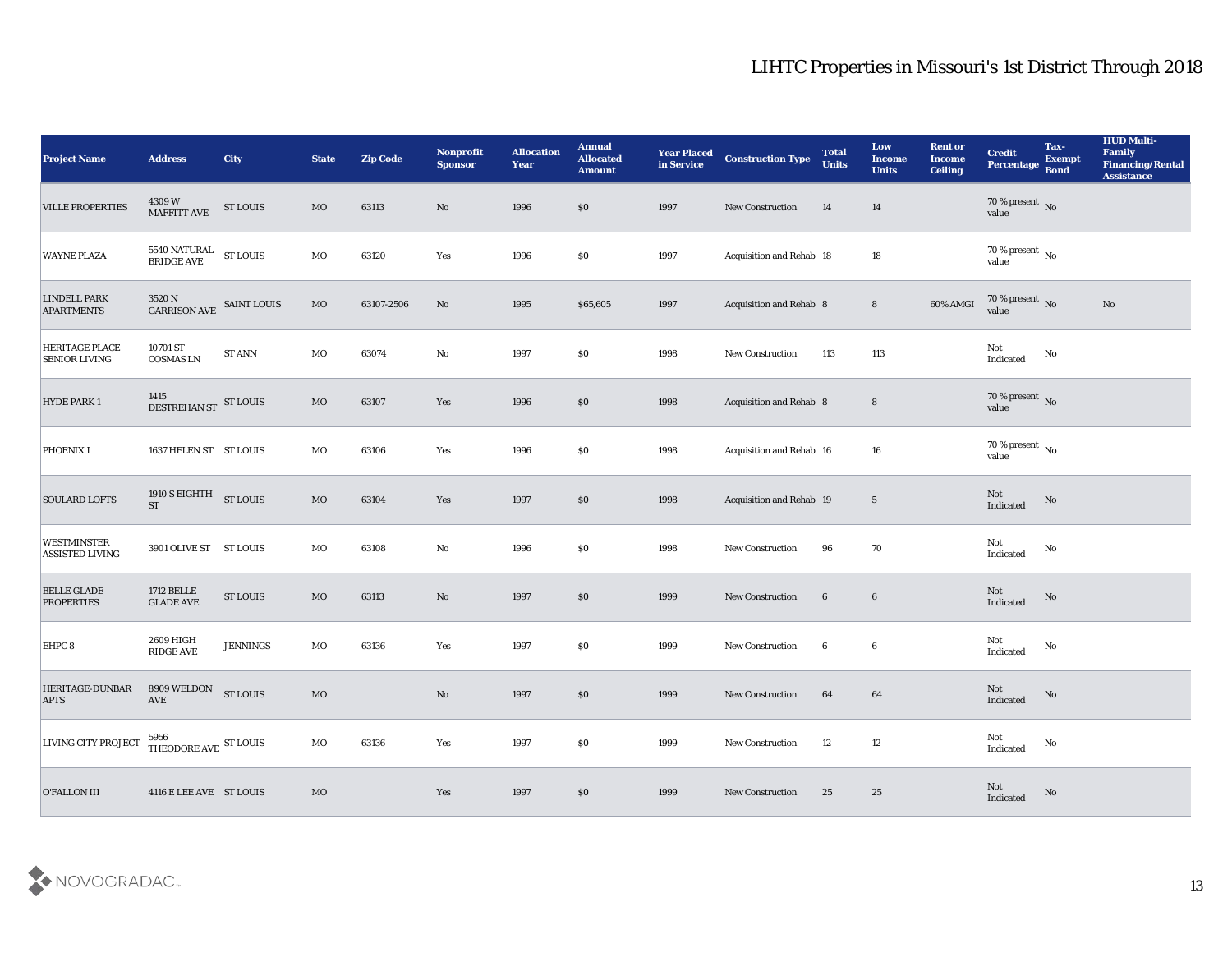# LIHTC Properties in Missouri's 1st District Through 2018

| Project Name | Address | City | State | Zip Code | Nonprofit Sponsor | Allocation Year | Annual Allocated Amount | Year Placed in Service | Construction Type | Total Units | Low Income Units | Rent or Income Ceiling | Credit Percentage | Tax-Exempt Bond | HUD Multi-Family Financing/Rental Assistance |
|---|---|---|---|---|---|---|---|---|---|---|---|---|---|---|---|
| VILLE PROPERTIES | 4309 W MAFFITT AVE | ST LOUIS | MO | 63113 | No | 1996 | $0 | 1997 | New Construction | 14 | 14 | | 70 % present value | No | |
| WAYNE PLAZA | 5540 NATURAL BRIDGE AVE | ST LOUIS | MO | 63120 | Yes | 1996 | $0 | 1997 | Acquisition and Rehab | 18 | 18 | | 70 % present value | No | |
| LINDELL PARK APARTMENTS | 3520 N GARRISON AVE | SAINT LOUIS | MO | 63107-2506 | No | 1995 | $65,605 | 1997 | Acquisition and Rehab | 8 | 8 | 60% AMGI | 70 % present value | No | No |
| HERITAGE PLACE SENIOR LIVING | 10701 ST COSMAS LN | ST ANN | MO | 63074 | No | 1997 | $0 | 1998 | New Construction | 113 | 113 | | Not Indicated | No | |
| HYDE PARK 1 | 1415 DESTREHAN ST | ST LOUIS | MO | 63107 | Yes | 1996 | $0 | 1998 | Acquisition and Rehab | 8 | 8 | | 70 % present value | No | |
| PHOENIX I | 1637 HELEN ST | ST LOUIS | MO | 63106 | Yes | 1996 | $0 | 1998 | Acquisition and Rehab | 16 | 16 | | 70 % present value | No | |
| SOULARD LOFTS | 1910 S EIGHTH ST | ST LOUIS | MO | 63104 | Yes | 1997 | $0 | 1998 | Acquisition and Rehab | 19 | 5 | | Not Indicated | No | |
| WESTMINSTER ASSISTED LIVING | 3901 OLIVE ST | ST LOUIS | MO | 63108 | No | 1996 | $0 | 1998 | New Construction | 96 | 70 | | Not Indicated | No | |
| BELLE GLADE PROPERTIES | 1712 BELLE GLADE AVE | ST LOUIS | MO | 63113 | No | 1997 | $0 | 1999 | New Construction | 6 | 6 | | Not Indicated | No | |
| EHPC 8 | 2609 HIGH RIDGE AVE | JENNINGS | MO | 63136 | Yes | 1997 | $0 | 1999 | New Construction | 6 | 6 | | Not Indicated | No | |
| HERITAGE-DUNBAR APTS | 8909 WELDON AVE | ST LOUIS | MO | | No | 1997 | $0 | 1999 | New Construction | 64 | 64 | | Not Indicated | No | |
| LIVING CITY PROJECT | 5956 THEODORE AVE | ST LOUIS | MO | 63136 | Yes | 1997 | $0 | 1999 | New Construction | 12 | 12 | | Not Indicated | No | |
| O'FALLON III | 4116 E LEE AVE | ST LOUIS | MO | | Yes | 1997 | $0 | 1999 | New Construction | 25 | 25 | | Not Indicated | No | |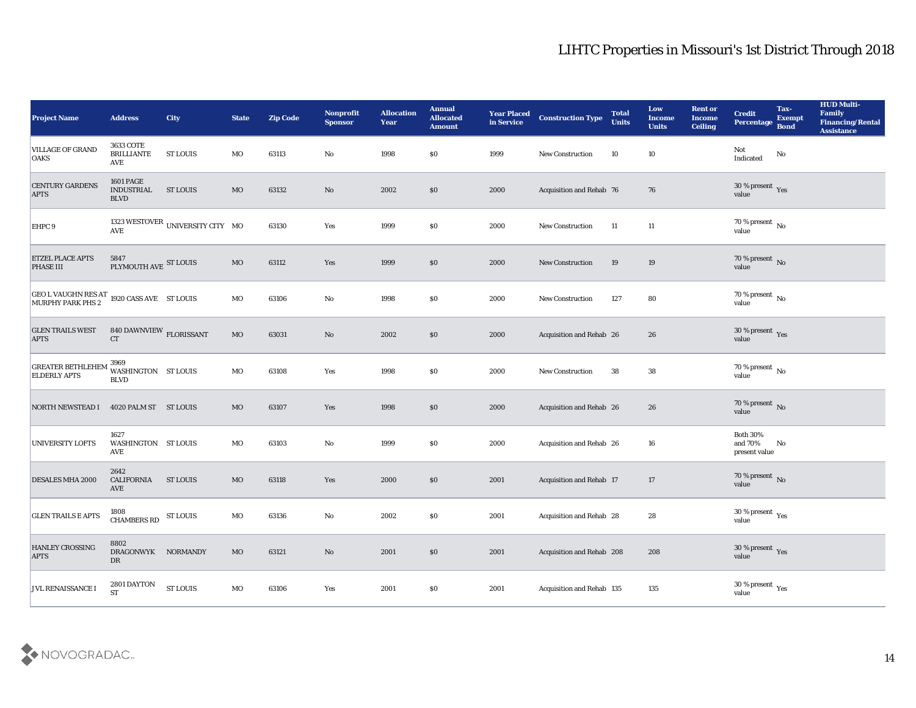# LIHTC Properties in Missouri's 1st District Through 2018

| Project Name | Address | City | State | Zip Code | Nonprofit Sponsor | Allocation Year | Annual Allocated Amount | Year Placed in Service | Construction Type | Total Units | Low Income Units | Rent or Income Ceiling | Credit Percentage | Tax-Exempt Bond | HUD Multi-Family Financing/Rental Assistance |
|---|---|---|---|---|---|---|---|---|---|---|---|---|---|---|---|
| VILLAGE OF GRAND OAKS | 3633 COTE BRILLIANTE AVE | ST LOUIS | MO | 63113 | No | 1998 | $0 | 1999 | New Construction | 10 | 10 | | Not Indicated | No | |
| CENTURY GARDENS APTS | 1601 PAGE INDUSTRIAL BLVD | ST LOUIS | MO | 63132 | No | 2002 | $0 | 2000 | Acquisition and Rehab | 76 | 76 | | 30 % present value | Yes | |
| EHPC 9 | 1323 WESTOVER AVE | UNIVERSITY CITY | MO | 63130 | Yes | 1999 | $0 | 2000 | New Construction | 11 | 11 | | 70 % present value | No | |
| ETZEL PLACE APTS PHASE III | 5847 PLYMOUTH AVE | ST LOUIS | MO | 63112 | Yes | 1999 | $0 | 2000 | New Construction | 19 | 19 | | 70 % present value | No | |
| GEO L VAUGHN RES AT MURPHY PARK PHS 2 | 1920 CASS AVE | ST LOUIS | MO | 63106 | No | 1998 | $0 | 2000 | New Construction | 127 | 80 | | 70 % present value | No | |
| GLEN TRAILS WEST APTS | 840 DAWNVIEW CT | FLORISSANT | MO | 63031 | No | 2002 | $0 | 2000 | Acquisition and Rehab | 26 | 26 | | 30 % present value | Yes | |
| GREATER BETHLEHEM ELDERLY APTS | 3969 WASHINGTON BLVD | ST LOUIS | MO | 63108 | Yes | 1998 | $0 | 2000 | New Construction | 38 | 38 | | 70 % present value | No | |
| NORTH NEWSTEAD I | 4020 PALM ST | ST LOUIS | MO | 63107 | Yes | 1998 | $0 | 2000 | Acquisition and Rehab | 26 | 26 | | 70 % present value | No | |
| UNIVERSITY LOFTS | 1627 WASHINGTON AVE | ST LOUIS | MO | 63103 | No | 1999 | $0 | 2000 | Acquisition and Rehab | 26 | 16 | | Both 30% and 70% present value | No | |
| DESALES MHA 2000 | 2642 CALIFORNIA AVE | ST LOUIS | MO | 63118 | Yes | 2000 | $0 | 2001 | Acquisition and Rehab | 17 | 17 | | 70 % present value | No | |
| GLEN TRAILS E APTS | 1808 CHAMBERS RD | ST LOUIS | MO | 63136 | No | 2002 | $0 | 2001 | Acquisition and Rehab | 28 | 28 | | 30 % present value | Yes | |
| HANLEY CROSSING APTS | 8802 DRAGONWYK DR | NORMANDY | MO | 63121 | No | 2001 | $0 | 2001 | Acquisition and Rehab | 208 | 208 | | 30 % present value | Yes | |
| JVL RENAISSANCE I | 2801 DAYTON ST | ST LOUIS | MO | 63106 | Yes | 2001 | $0 | 2001 | Acquisition and Rehab | 135 | 135 | | 30 % present value | Yes | |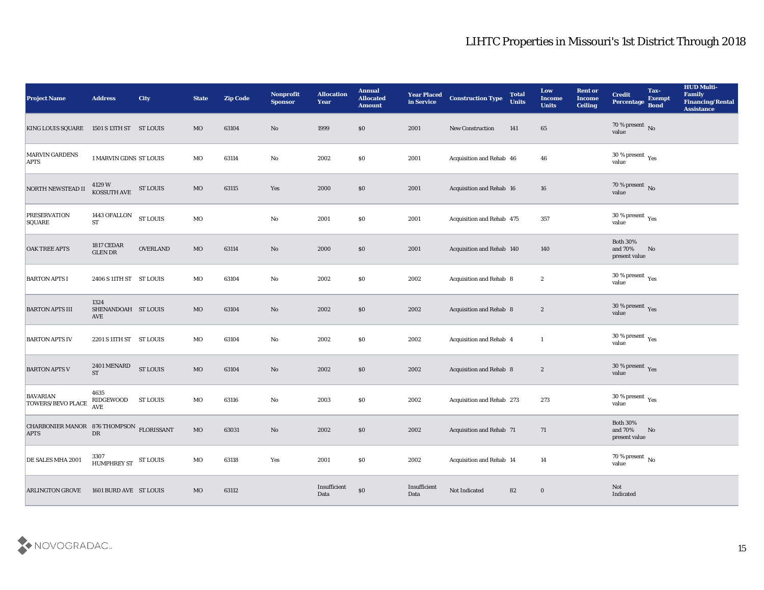# LIHTC Properties in Missouri's 1st District Through 2018

| Project Name | Address | City | State | Zip Code | Nonprofit Sponsor | Allocation Year | Annual Allocated Amount | Year Placed in Service | Construction Type | Total Units | Low Income Units | Rent or Income Ceiling | Credit Percentage | Tax-Exempt Bond | HUD Multi-Family Financing/Rental Assistance |
|---|---|---|---|---|---|---|---|---|---|---|---|---|---|---|---|
| KING LOUIS SQUARE | 1501 S 13TH ST | ST LOUIS | MO | 63104 | No | 1999 | $0 | 2001 | New Construction | 141 | 65 | | 70 % present value | No | |
| MARVIN GARDENS APTS | 1 MARVIN GDNS | ST LOUIS | MO | 63114 | No | 2002 | $0 | 2001 | Acquisition and Rehab | 46 | 46 | | 30 % present value | Yes | |
| NORTH NEWSTEAD II | 4129 W KOSSUTH AVE | ST LOUIS | MO | 63115 | Yes | 2000 | $0 | 2001 | Acquisition and Rehab | 16 | 16 | | 70 % present value | No | |
| PRESERVATION SQUARE | 1443 OFALLON ST | ST LOUIS | MO | | No | 2001 | $0 | 2001 | Acquisition and Rehab | 475 | 357 | | 30 % present value | Yes | |
| OAK TREE APTS | 1817 CEDAR GLEN DR | OVERLAND | MO | 63114 | No | 2000 | $0 | 2001 | Acquisition and Rehab | 140 | 140 | | Both 30% and 70% present value | No | |
| BARTON APTS I | 2406 S 11TH ST | ST LOUIS | MO | 63104 | No | 2002 | $0 | 2002 | Acquisition and Rehab | 8 | 2 | | 30 % present value | Yes | |
| BARTON APTS III | 1324 SHENANDOAH AVE | ST LOUIS | MO | 63104 | No | 2002 | $0 | 2002 | Acquisition and Rehab | 8 | 2 | | 30 % present value | Yes | |
| BARTON APTS IV | 2201 S 11TH ST | ST LOUIS | MO | 63104 | No | 2002 | $0 | 2002 | Acquisition and Rehab | 4 | 1 | | 30 % present value | Yes | |
| BARTON APTS V | 2401 MENARD ST | ST LOUIS | MO | 63104 | No | 2002 | $0 | 2002 | Acquisition and Rehab | 8 | 2 | | 30 % present value | Yes | |
| BAVARIAN TOWERS/BEVO PLACE | 4635 RIDGEWOOD AVE | ST LOUIS | MO | 63116 | No | 2003 | $0 | 2002 | Acquisition and Rehab | 273 | 273 | | 30 % present value | Yes | |
| CHARBONIER MANOR APTS | 876 THOMPSON DR | FLORISSANT | MO | 63031 | No | 2002 | $0 | 2002 | Acquisition and Rehab | 71 | 71 | | Both 30% and 70% present value | No | |
| DE SALES MHA 2001 | 3307 HUMPHREY ST | ST LOUIS | MO | 63118 | Yes | 2001 | $0 | 2002 | Acquisition and Rehab | 14 | 14 | | 70 % present value | No | |
| ARLINGTON GROVE | 1601 BURD AVE | ST LOUIS | MO | 63112 | | Insufficient Data | $0 | Insufficient Data | Not Indicated | 82 | 0 | | Not Indicated | | |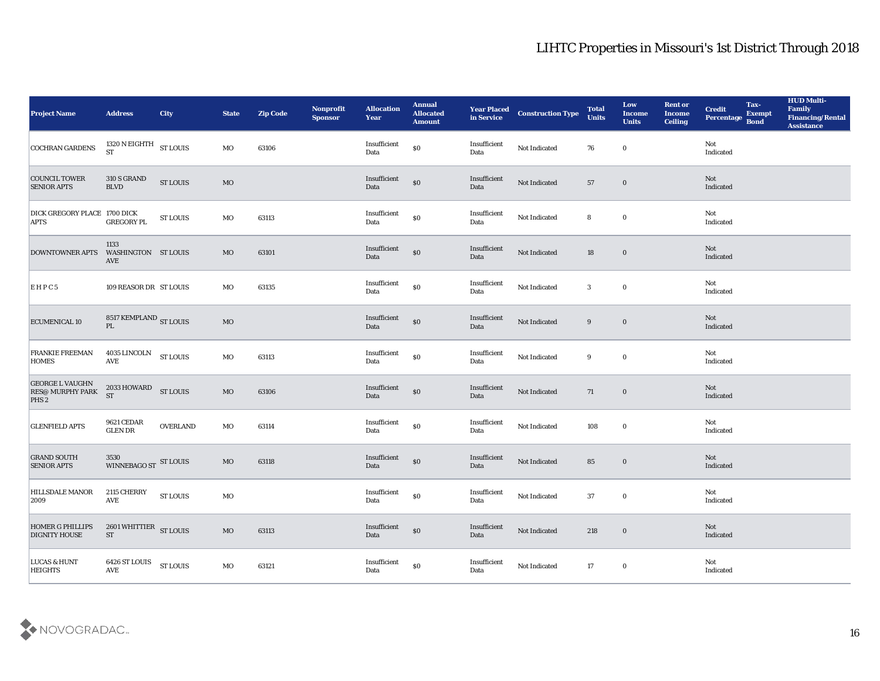# LIHTC Properties in Missouri's 1st District Through 2018

| Project Name | Address | City | State | Zip Code | Nonprofit Sponsor | Allocation Year | Annual Allocated Amount | Year Placed in Service | Construction Type | Total Units | Low Income Units | Rent or Income Ceiling | Credit Percentage | Tax-Exempt Bond | HUD Multi-Family Financing/Rental Assistance |
|---|---|---|---|---|---|---|---|---|---|---|---|---|---|---|---|
| COCHRAN GARDENS | 1320 N EIGHTH ST | ST LOUIS | MO | 63106 | | Insufficient Data | $0 | Insufficient Data | Not Indicated | 76 | 0 | | Not Indicated | | |
| COUNCIL TOWER SENIOR APTS | 310 S GRAND BLVD | ST LOUIS | MO | | | Insufficient Data | $0 | Insufficient Data | Not Indicated | 57 | 0 | | Not Indicated | | |
| DICK GREGORY PLACE APTS | 1700 DICK GREGORY PL | ST LOUIS | MO | 63113 | | Insufficient Data | $0 | Insufficient Data | Not Indicated | 8 | 0 | | Not Indicated | | |
| DOWNTOWNER APTS | 1133 WASHINGTON AVE | ST LOUIS | MO | 63101 | | Insufficient Data | $0 | Insufficient Data | Not Indicated | 18 | 0 | | Not Indicated | | |
| E H P C 5 | 109 REASOR DR | ST LOUIS | MO | 63135 | | Insufficient Data | $0 | Insufficient Data | Not Indicated | 3 | 0 | | Not Indicated | | |
| ECUMENICAL 10 | 8517 KEMPLAND PL | ST LOUIS | MO | | | Insufficient Data | $0 | Insufficient Data | Not Indicated | 9 | 0 | | Not Indicated | | |
| FRANKIE FREEMAN HOMES | 4035 LINCOLN AVE | ST LOUIS | MO | 63113 | | Insufficient Data | $0 | Insufficient Data | Not Indicated | 9 | 0 | | Not Indicated | | |
| GEORGE L VAUGHN RES@ MURPHY PARK PHS 2 | 2033 HOWARD ST | ST LOUIS | MO | 63106 | | Insufficient Data | $0 | Insufficient Data | Not Indicated | 71 | 0 | | Not Indicated | | |
| GLENFIELD APTS | 9621 CEDAR GLEN DR | OVERLAND | MO | 63114 | | Insufficient Data | $0 | Insufficient Data | Not Indicated | 108 | 0 | | Not Indicated | | |
| GRAND SOUTH SENIOR APTS | 3530 WINNEBAGO ST | ST LOUIS | MO | 63118 | | Insufficient Data | $0 | Insufficient Data | Not Indicated | 85 | 0 | | Not Indicated | | |
| HILLSDALE MANOR 2009 | 2115 CHERRY AVE | ST LOUIS | MO | | | Insufficient Data | $0 | Insufficient Data | Not Indicated | 37 | 0 | | Not Indicated | | |
| HOMER G PHILLIPS DIGNITY HOUSE | 2601 WHITTIER ST | ST LOUIS | MO | 63113 | | Insufficient Data | $0 | Insufficient Data | Not Indicated | 218 | 0 | | Not Indicated | | |
| LUCAS & HUNT HEIGHTS | 6426 ST LOUIS AVE | ST LOUIS | MO | 63121 | | Insufficient Data | $0 | Insufficient Data | Not Indicated | 17 | 0 | | Not Indicated | | |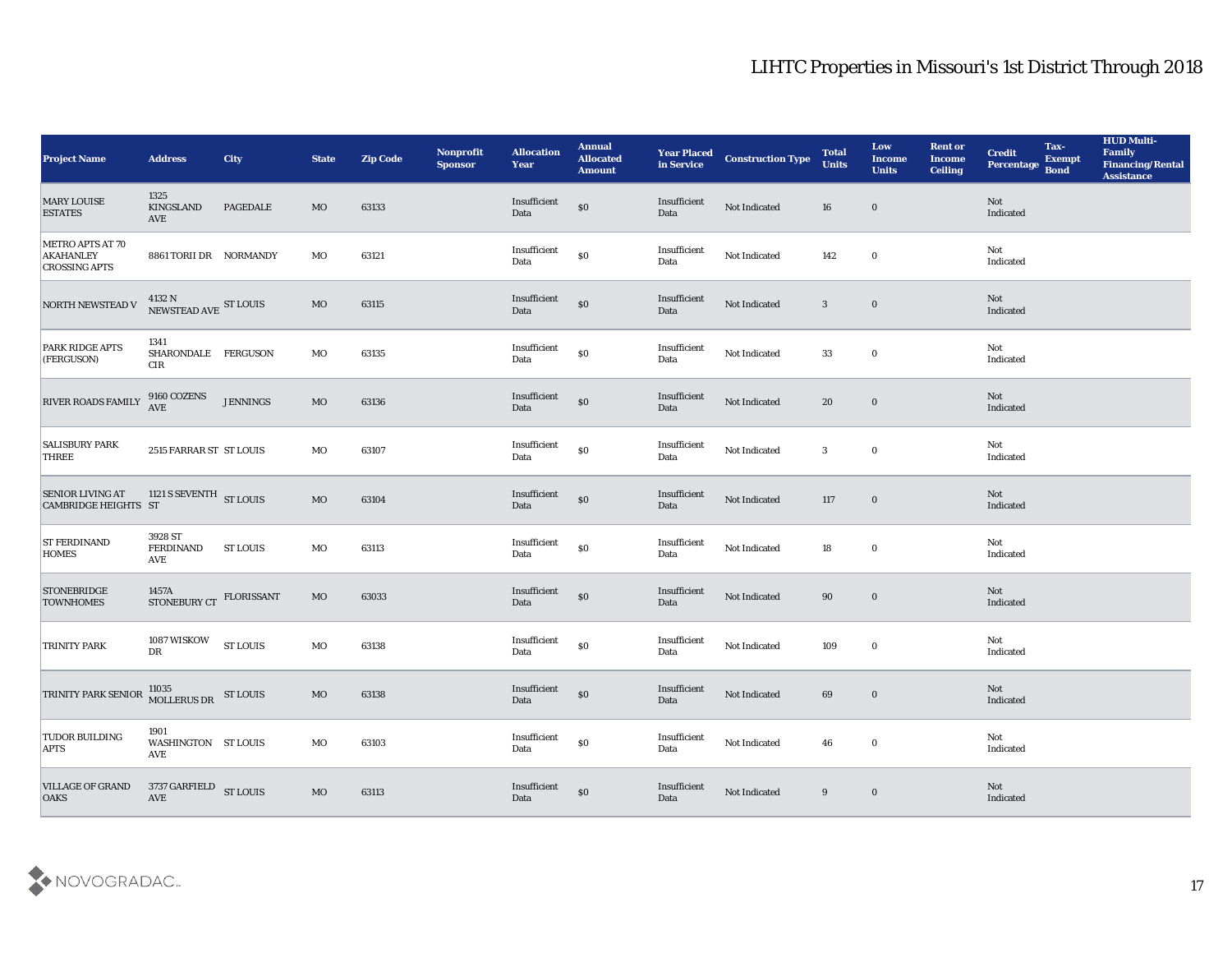# LIHTC Properties in Missouri's 1st District Through 2018

| Project Name | Address | City | State | Zip Code | Nonprofit Sponsor | Allocation Year | Annual Allocated Amount | Year Placed in Service | Construction Type | Total Units | Low Income Units | Rent or Income Ceiling | Credit Percentage | Tax-Exempt Bond | HUD Multi-Family Financing/Rental Assistance |
|---|---|---|---|---|---|---|---|---|---|---|---|---|---|---|---|
| MARY LOUISE ESTATES | 1325 KINGSLAND AVE | PAGEDALE | MO | 63133 | | Insufficient Data | $0 | Insufficient Data | Not Indicated | 16 | 0 | | Not Indicated | | |
| METRO APTS AT 70 AKAHANLEY CROSSING APTS | 8861 TORII DR | NORMANDY | MO | 63121 | | Insufficient Data | $0 | Insufficient Data | Not Indicated | 142 | 0 | | Not Indicated | | |
| NORTH NEWSTEAD V | 4132 N NEWSTEAD AVE | ST LOUIS | MO | 63115 | | Insufficient Data | $0 | Insufficient Data | Not Indicated | 3 | 0 | | Not Indicated | | |
| PARK RIDGE APTS (FERGUSON) | 1341 SHARONDALE CIR | FERGUSON | MO | 63135 | | Insufficient Data | $0 | Insufficient Data | Not Indicated | 33 | 0 | | Not Indicated | | |
| RIVER ROADS FAMILY | 9160 COZENS AVE | JENNINGS | MO | 63136 | | Insufficient Data | $0 | Insufficient Data | Not Indicated | 20 | 0 | | Not Indicated | | |
| SALISBURY PARK THREE | 2515 FARRAR ST | ST LOUIS | MO | 63107 | | Insufficient Data | $0 | Insufficient Data | Not Indicated | 3 | 0 | | Not Indicated | | |
| SENIOR LIVING AT CAMBRIDGE HEIGHTS | 1121 S SEVENTH ST | ST LOUIS | MO | 63104 | | Insufficient Data | $0 | Insufficient Data | Not Indicated | 117 | 0 | | Not Indicated | | |
| ST FERDINAND HOMES | 3928 ST FERDINAND AVE | ST LOUIS | MO | 63113 | | Insufficient Data | $0 | Insufficient Data | Not Indicated | 18 | 0 | | Not Indicated | | |
| STONEBRIDGE TOWNHOMES | 1457A STONEBURY CT | FLORISSANT | MO | 63033 | | Insufficient Data | $0 | Insufficient Data | Not Indicated | 90 | 0 | | Not Indicated | | |
| TRINITY PARK | 1087 WISKOW DR | ST LOUIS | MO | 63138 | | Insufficient Data | $0 | Insufficient Data | Not Indicated | 109 | 0 | | Not Indicated | | |
| TRINITY PARK SENIOR | 11035 MOLLERUS DR | ST LOUIS | MO | 63138 | | Insufficient Data | $0 | Insufficient Data | Not Indicated | 69 | 0 | | Not Indicated | | |
| TUDOR BUILDING APTS | 1901 WASHINGTON AVE | ST LOUIS | MO | 63103 | | Insufficient Data | $0 | Insufficient Data | Not Indicated | 46 | 0 | | Not Indicated | | |
| VILLAGE OF GRAND OAKS | 3737 GARFIELD AVE | ST LOUIS | MO | 63113 | | Insufficient Data | $0 | Insufficient Data | Not Indicated | 9 | 0 | | Not Indicated | | |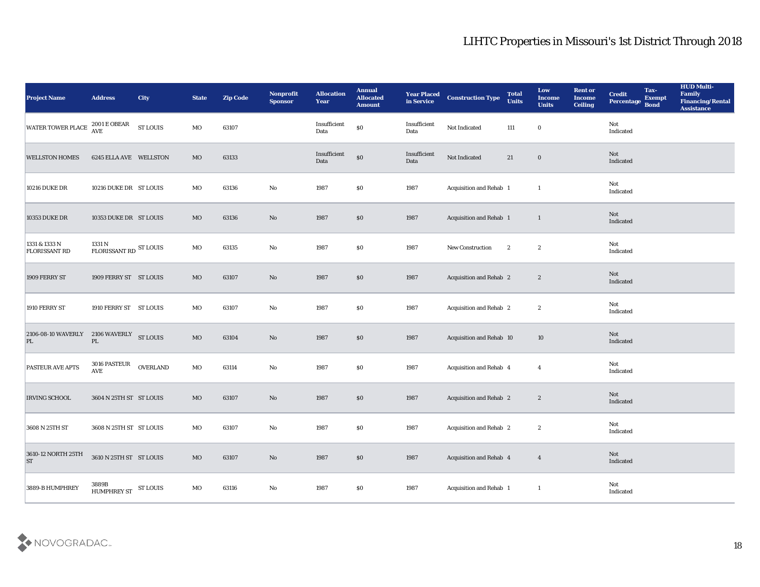# LIHTC Properties in Missouri's 1st District Through 2018

| Project Name | Address | City | State | Zip Code | Nonprofit Sponsor | Allocation Year | Annual Allocated Amount | Year Placed in Service | Construction Type | Total Units | Low Income Units | Rent or Income Ceiling | Credit Percentage | Tax-Exempt Bond | HUD Multi-Family Financing/Rental Assistance |
|---|---|---|---|---|---|---|---|---|---|---|---|---|---|---|---|
| WATER TOWER PLACE | 2001 E OBEAR AVE | ST LOUIS | MO | 63107 | | Insufficient Data | $0 | Insufficient Data | Not Indicated | 111 | 0 | | Not Indicated | | |
| WELLSTON HOMES | 6245 ELLA AVE | WELLSTON | MO | 63133 | | Insufficient Data | $0 | Insufficient Data | Not Indicated | 21 | 0 | | Not Indicated | | |
| 10216 DUKE DR | 10216 DUKE DR | ST LOUIS | MO | 63136 | No | 1987 | $0 | 1987 | Acquisition and Rehab | 1 | 1 | | Not Indicated | | |
| 10353 DUKE DR | 10353 DUKE DR | ST LOUIS | MO | 63136 | No | 1987 | $0 | 1987 | Acquisition and Rehab | 1 | 1 | | Not Indicated | | |
| 1331 & 1333 N FLORISSANT RD | 1331 N FLORISSANT RD | ST LOUIS | MO | 63135 | No | 1987 | $0 | 1987 | New Construction | 2 | 2 | | Not Indicated | | |
| 1909 FERRY ST | 1909 FERRY ST | ST LOUIS | MO | 63107 | No | 1987 | $0 | 1987 | Acquisition and Rehab | 2 | 2 | | Not Indicated | | |
| 1910 FERRY ST | 1910 FERRY ST | ST LOUIS | MO | 63107 | No | 1987 | $0 | 1987 | Acquisition and Rehab | 2 | 2 | | Not Indicated | | |
| 2106-08-10 WAVERLY PL | 2106 WAVERLY PL | ST LOUIS | MO | 63104 | No | 1987 | $0 | 1987 | Acquisition and Rehab | 10 | 10 | | Not Indicated | | |
| PASTEUR AVE APTS | 3016 PASTEUR AVE | OVERLAND | MO | 63114 | No | 1987 | $0 | 1987 | Acquisition and Rehab | 4 | 4 | | Not Indicated | | |
| IRVING SCHOOL | 3604 N 25TH ST | ST LOUIS | MO | 63107 | No | 1987 | $0 | 1987 | Acquisition and Rehab | 2 | 2 | | Not Indicated | | |
| 3608 N 25TH ST | 3608 N 25TH ST | ST LOUIS | MO | 63107 | No | 1987 | $0 | 1987 | Acquisition and Rehab | 2 | 2 | | Not Indicated | | |
| 3610-12 NORTH 25TH ST | 3610 N 25TH ST | ST LOUIS | MO | 63107 | No | 1987 | $0 | 1987 | Acquisition and Rehab | 4 | 4 | | Not Indicated | | |
| 3889-B HUMPHREY | 3889B HUMPHREY ST | ST LOUIS | MO | 63116 | No | 1987 | $0 | 1987 | Acquisition and Rehab | 1 | 1 | | Not Indicated | | |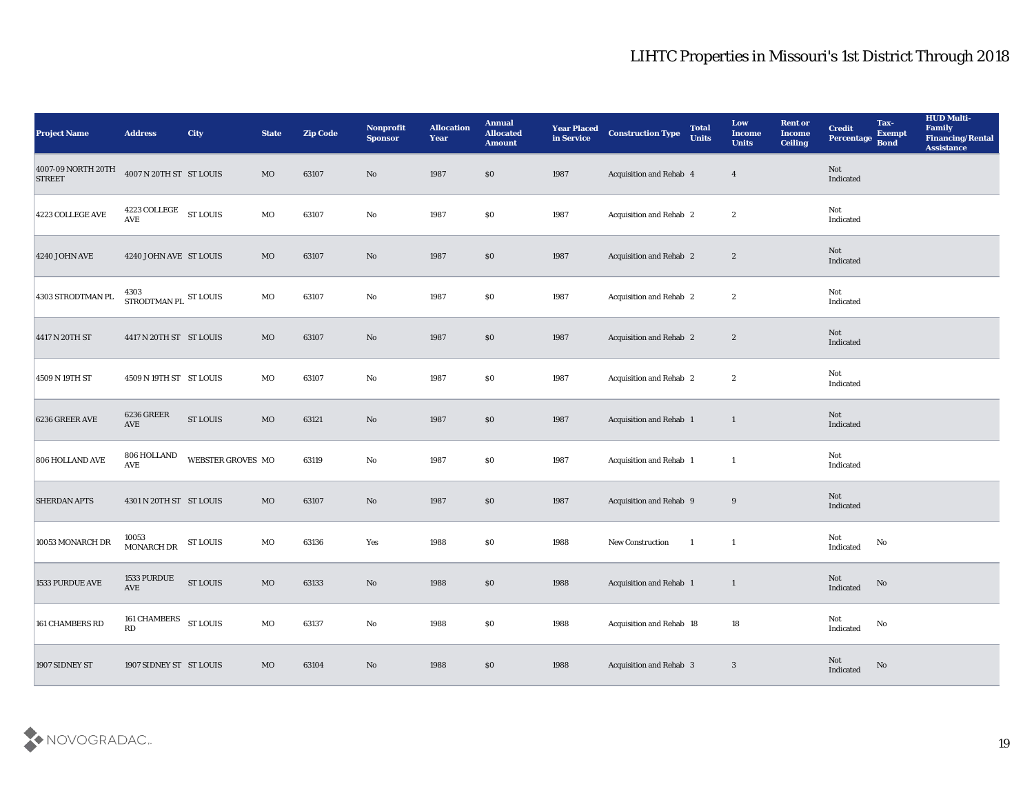## LIHTC Properties in Missouri's 1st District Through 2018

| Project Name | Address | City | State | Zip Code | Nonprofit Sponsor | Allocation Year | Annual Allocated Amount | Year Placed in Service | Construction Type | Total Units | Low Income Units | Rent or Income Ceiling | Credit Percentage | Tax-Exempt Bond | HUD Multi-Family Financing/Rental Assistance |
|---|---|---|---|---|---|---|---|---|---|---|---|---|---|---|---|
| 4007-09 NORTH 20TH STREET | 4007 N 20TH ST | ST LOUIS | MO | 63107 | No | 1987 | $0 | 1987 | Acquisition and Rehab | 4 | 4 | | Not Indicated | | |
| 4223 COLLEGE AVE | 4223 COLLEGE AVE | ST LOUIS | MO | 63107 | No | 1987 | $0 | 1987 | Acquisition and Rehab | 2 | 2 | | Not Indicated | | |
| 4240 JOHN AVE | 4240 JOHN AVE | ST LOUIS | MO | 63107 | No | 1987 | $0 | 1987 | Acquisition and Rehab | 2 | 2 | | Not Indicated | | |
| 4303 STRODTMAN PL | 4303 STRODTMAN PL | ST LOUIS | MO | 63107 | No | 1987 | $0 | 1987 | Acquisition and Rehab | 2 | 2 | | Not Indicated | | |
| 4417 N 20TH ST | 4417 N 20TH ST | ST LOUIS | MO | 63107 | No | 1987 | $0 | 1987 | Acquisition and Rehab | 2 | 2 | | Not Indicated | | |
| 4509 N 19TH ST | 4509 N 19TH ST | ST LOUIS | MO | 63107 | No | 1987 | $0 | 1987 | Acquisition and Rehab | 2 | 2 | | Not Indicated | | |
| 6236 GREER AVE | 6236 GREER AVE | ST LOUIS | MO | 63121 | No | 1987 | $0 | 1987 | Acquisition and Rehab | 1 | 1 | | Not Indicated | | |
| 806 HOLLAND AVE | 806 HOLLAND AVE | WEBSTER GROVES | MO | 63119 | No | 1987 | $0 | 1987 | Acquisition and Rehab | 1 | 1 | | Not Indicated | | |
| SHERDAN APTS | 4301 N 20TH ST | ST LOUIS | MO | 63107 | No | 1987 | $0 | 1987 | Acquisition and Rehab | 9 | 9 | | Not Indicated | | |
| 10053 MONARCH DR | 10053 MONARCH DR | ST LOUIS | MO | 63136 | Yes | 1988 | $0 | 1988 | New Construction | 1 | 1 | | Not Indicated | No | |
| 1533 PURDUE AVE | 1533 PURDUE AVE | ST LOUIS | MO | 63133 | No | 1988 | $0 | 1988 | Acquisition and Rehab | 1 | 1 | | Not Indicated | No | |
| 161 CHAMBERS RD | 161 CHAMBERS RD | ST LOUIS | MO | 63137 | No | 1988 | $0 | 1988 | Acquisition and Rehab | 18 | 18 | | Not Indicated | No | |
| 1907 SIDNEY ST | 1907 SIDNEY ST | ST LOUIS | MO | 63104 | No | 1988 | $0 | 1988 | Acquisition and Rehab | 3 | 3 | | Not Indicated | No | |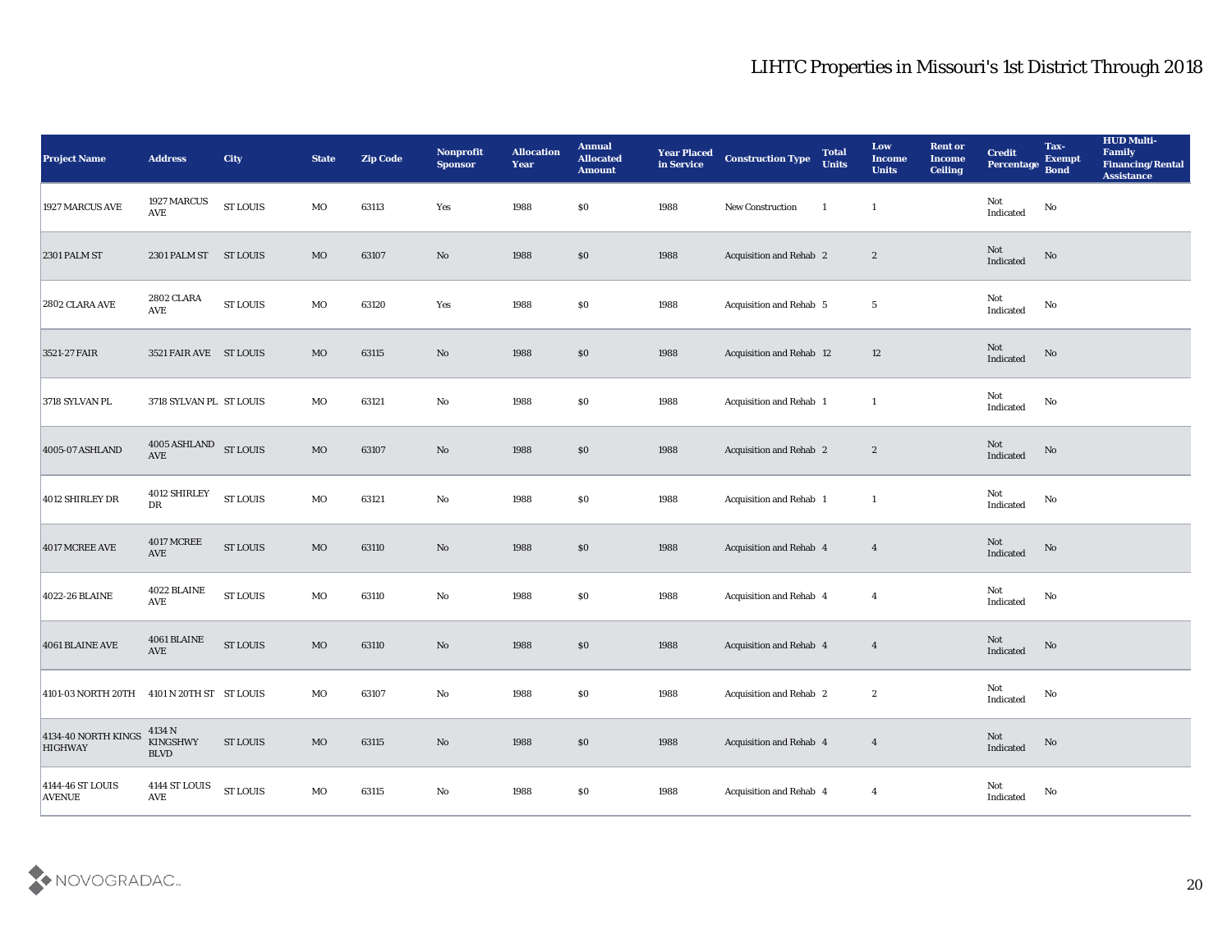## LIHTC Properties in Missouri's 1st District Through 2018

| Project Name | Address | City | State | Zip Code | Nonprofit Sponsor | Allocation Year | Annual Allocated Amount | Year Placed in Service | Construction Type | Total Units | Low Income Units | Rent or Income Ceiling | Credit Percentage | Tax-Exempt Bond | HUD Multi-Family Financing/Rental Assistance |
|---|---|---|---|---|---|---|---|---|---|---|---|---|---|---|---|
| 1927 MARCUS AVE | 1927 MARCUS AVE | ST LOUIS | MO | 63113 | Yes | 1988 | $0 | 1988 | New Construction | 1 | 1 | | Not Indicated | No | |
| 2301 PALM ST | 2301 PALM ST | ST LOUIS | MO | 63107 | No | 1988 | $0 | 1988 | Acquisition and Rehab | 2 | 2 | | Not Indicated | No | |
| 2802 CLARA AVE | 2802 CLARA AVE | ST LOUIS | MO | 63120 | Yes | 1988 | $0 | 1988 | Acquisition and Rehab | 5 | 5 | | Not Indicated | No | |
| 3521-27 FAIR | 3521 FAIR AVE | ST LOUIS | MO | 63115 | No | 1988 | $0 | 1988 | Acquisition and Rehab | 12 | 12 | | Not Indicated | No | |
| 3718 SYLVAN PL | 3718 SYLVAN PL | ST LOUIS | MO | 63121 | No | 1988 | $0 | 1988 | Acquisition and Rehab | 1 | 1 | | Not Indicated | No | |
| 4005-07 ASHLAND | 4005 ASHLAND AVE | ST LOUIS | MO | 63107 | No | 1988 | $0 | 1988 | Acquisition and Rehab | 2 | 2 | | Not Indicated | No | |
| 4012 SHIRLEY DR | 4012 SHIRLEY DR | ST LOUIS | MO | 63121 | No | 1988 | $0 | 1988 | Acquisition and Rehab | 1 | 1 | | Not Indicated | No | |
| 4017 MCREE AVE | 4017 MCREE AVE | ST LOUIS | MO | 63110 | No | 1988 | $0 | 1988 | Acquisition and Rehab | 4 | 4 | | Not Indicated | No | |
| 4022-26 BLAINE | 4022 BLAINE AVE | ST LOUIS | MO | 63110 | No | 1988 | $0 | 1988 | Acquisition and Rehab | 4 | 4 | | Not Indicated | No | |
| 4061 BLAINE AVE | 4061 BLAINE AVE | ST LOUIS | MO | 63110 | No | 1988 | $0 | 1988 | Acquisition and Rehab | 4 | 4 | | Not Indicated | No | |
| 4101-03 NORTH 20TH | 4101 N 20TH ST | ST LOUIS | MO | 63107 | No | 1988 | $0 | 1988 | Acquisition and Rehab | 2 | 2 | | Not Indicated | No | |
| 4134-40 NORTH KINGS HIGHWAY | 4134 N KINGSHWY BLVD | ST LOUIS | MO | 63115 | No | 1988 | $0 | 1988 | Acquisition and Rehab | 4 | 4 | | Not Indicated | No | |
| 4144-46 ST LOUIS AVENUE | 4144 ST LOUIS AVE | ST LOUIS | MO | 63115 | No | 1988 | $0 | 1988 | Acquisition and Rehab | 4 | 4 | | Not Indicated | No | |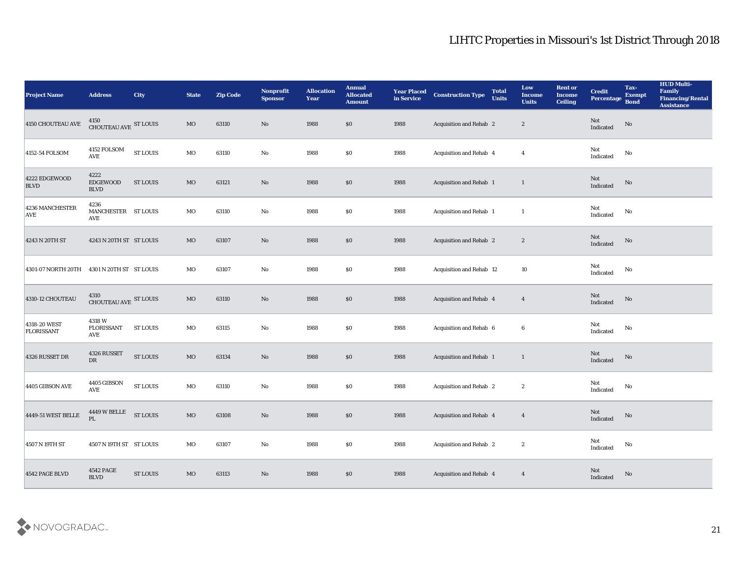# LIHTC Properties in Missouri's 1st District Through 2018

| Project Name | Address | City | State | Zip Code | Nonprofit Sponsor | Allocation Year | Annual Allocated Amount | Year Placed in Service | Construction Type | Total Units | Low Income Units | Rent or Income Ceiling | Credit Percentage | Tax-Exempt Bond | HUD Multi-Family Financing/Rental Assistance |
|---|---|---|---|---|---|---|---|---|---|---|---|---|---|---|---|
| 4150 CHOUTEAU AVE | 4150 CHOUTEAU AVE | ST LOUIS | MO | 63110 | No | 1988 | $0 | 1988 | Acquisition and Rehab | 2 | 2 | | Not Indicated | No | |
| 4152-54 FOLSOM | 4152 FOLSOM AVE | ST LOUIS | MO | 63110 | No | 1988 | $0 | 1988 | Acquisition and Rehab | 4 | 4 | | Not Indicated | No | |
| 4222 EDGEWOOD BLVD | 4222 EDGEWOOD BLVD | ST LOUIS | MO | 63121 | No | 1988 | $0 | 1988 | Acquisition and Rehab | 1 | 1 | | Not Indicated | No | |
| 4236 MANCHESTER AVE | 4236 MANCHESTER AVE | ST LOUIS | MO | 63110 | No | 1988 | $0 | 1988 | Acquisition and Rehab | 1 | 1 | | Not Indicated | No | |
| 4243 N 20TH ST | 4243 N 20TH ST | ST LOUIS | MO | 63107 | No | 1988 | $0 | 1988 | Acquisition and Rehab | 2 | 2 | | Not Indicated | No | |
| 4301-07 NORTH 20TH | 4301 N 20TH ST | ST LOUIS | MO | 63107 | No | 1988 | $0 | 1988 | Acquisition and Rehab | 12 | 10 | | Not Indicated | No | |
| 4310-12 CHOUTEAU | 4310 CHOUTEAU AVE | ST LOUIS | MO | 63110 | No | 1988 | $0 | 1988 | Acquisition and Rehab | 4 | 4 | | Not Indicated | No | |
| 4318-20 WEST FLORISSANT | 4318 W FLORISSANT AVE | ST LOUIS | MO | 63115 | No | 1988 | $0 | 1988 | Acquisition and Rehab | 6 | 6 | | Not Indicated | No | |
| 4326 RUSSET DR | 4326 RUSSET DR | ST LOUIS | MO | 63134 | No | 1988 | $0 | 1988 | Acquisition and Rehab | 1 | 1 | | Not Indicated | No | |
| 4405 GIBSON AVE | 4405 GIBSON AVE | ST LOUIS | MO | 63110 | No | 1988 | $0 | 1988 | Acquisition and Rehab | 2 | 2 | | Not Indicated | No | |
| 4449-51 WEST BELLE | 4449 W BELLE PL | ST LOUIS | MO | 63108 | No | 1988 | $0 | 1988 | Acquisition and Rehab | 4 | 4 | | Not Indicated | No | |
| 4507 N 19TH ST | 4507 N 19TH ST | ST LOUIS | MO | 63107 | No | 1988 | $0 | 1988 | Acquisition and Rehab | 2 | 2 | | Not Indicated | No | |
| 4542 PAGE BLVD | 4542 PAGE BLVD | ST LOUIS | MO | 63113 | No | 1988 | $0 | 1988 | Acquisition and Rehab | 4 | 4 | | Not Indicated | No | |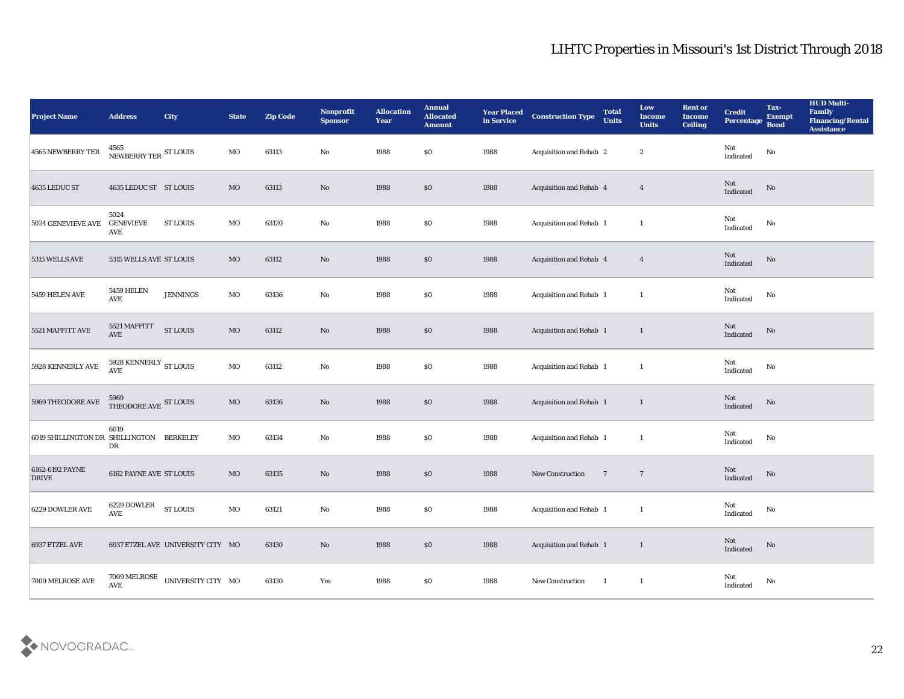# LIHTC Properties in Missouri's 1st District Through 2018

| Project Name | Address | City | State | Zip Code | Nonprofit Sponsor | Allocation Year | Annual Allocated Amount | Year Placed in Service | Construction Type | Total Units | Low Income Units | Rent or Income Ceiling | Credit Percentage | Tax-Exempt Bond | HUD Multi-Family Financing/Rental Assistance |
|---|---|---|---|---|---|---|---|---|---|---|---|---|---|---|---|
| 4565 NEWBERRY TER | 4565 NEWBERRY TER | ST LOUIS | MO | 63113 | No | 1988 | $0 | 1988 | Acquisition and Rehab | 2 | 2 | | Not Indicated | No | |
| 4635 LEDUC ST | 4635 LEDUC ST | ST LOUIS | MO | 63113 | No | 1988 | $0 | 1988 | Acquisition and Rehab | 4 | 4 | | Not Indicated | No | |
| 5024 GENEVIEVE AVE | 5024 GENEVIEVE AVE | ST LOUIS | MO | 63120 | No | 1988 | $0 | 1988 | Acquisition and Rehab | 1 | 1 | | Not Indicated | No | |
| 5315 WELLS AVE | 5315 WELLS AVE | ST LOUIS | MO | 63112 | No | 1988 | $0 | 1988 | Acquisition and Rehab | 4 | 4 | | Not Indicated | No | |
| 5459 HELEN AVE | 5459 HELEN AVE | JENNINGS | MO | 63136 | No | 1988 | $0 | 1988 | Acquisition and Rehab | 1 | 1 | | Not Indicated | No | |
| 5521 MAFFITT AVE | 5521 MAFFITT AVE | ST LOUIS | MO | 63112 | No | 1988 | $0 | 1988 | Acquisition and Rehab | 1 | 1 | | Not Indicated | No | |
| 5928 KENNERLY AVE | 5928 KENNERLY AVE | ST LOUIS | MO | 63112 | No | 1988 | $0 | 1988 | Acquisition and Rehab | 1 | 1 | | Not Indicated | No | |
| 5969 THEODORE AVE | 5969 THEODORE AVE | ST LOUIS | MO | 63136 | No | 1988 | $0 | 1988 | Acquisition and Rehab | 1 | 1 | | Not Indicated | No | |
| 6019 SHILLINGTON DR | 6019 SHILLINGTON DR | BERKELEY | MO | 63134 | No | 1988 | $0 | 1988 | Acquisition and Rehab | 1 | 1 | | Not Indicated | No | |
| 6162-6192 PAYNE DRIVE | 6162 PAYNE AVE | ST LOUIS | MO | 63135 | No | 1988 | $0 | 1988 | New Construction | 7 | 7 | | Not Indicated | No | |
| 6229 DOWLER AVE | 6229 DOWLER AVE | ST LOUIS | MO | 63121 | No | 1988 | $0 | 1988 | Acquisition and Rehab | 1 | 1 | | Not Indicated | No | |
| 6937 ETZEL AVE | 6937 ETZEL AVE | UNIVERSITY CITY | MO | 63130 | No | 1988 | $0 | 1988 | Acquisition and Rehab | 1 | 1 | | Not Indicated | No | |
| 7009 MELROSE AVE | 7009 MELROSE AVE | UNIVERSITY CITY | MO | 63130 | Yes | 1988 | $0 | 1988 | New Construction | 1 | 1 | | Not Indicated | No | |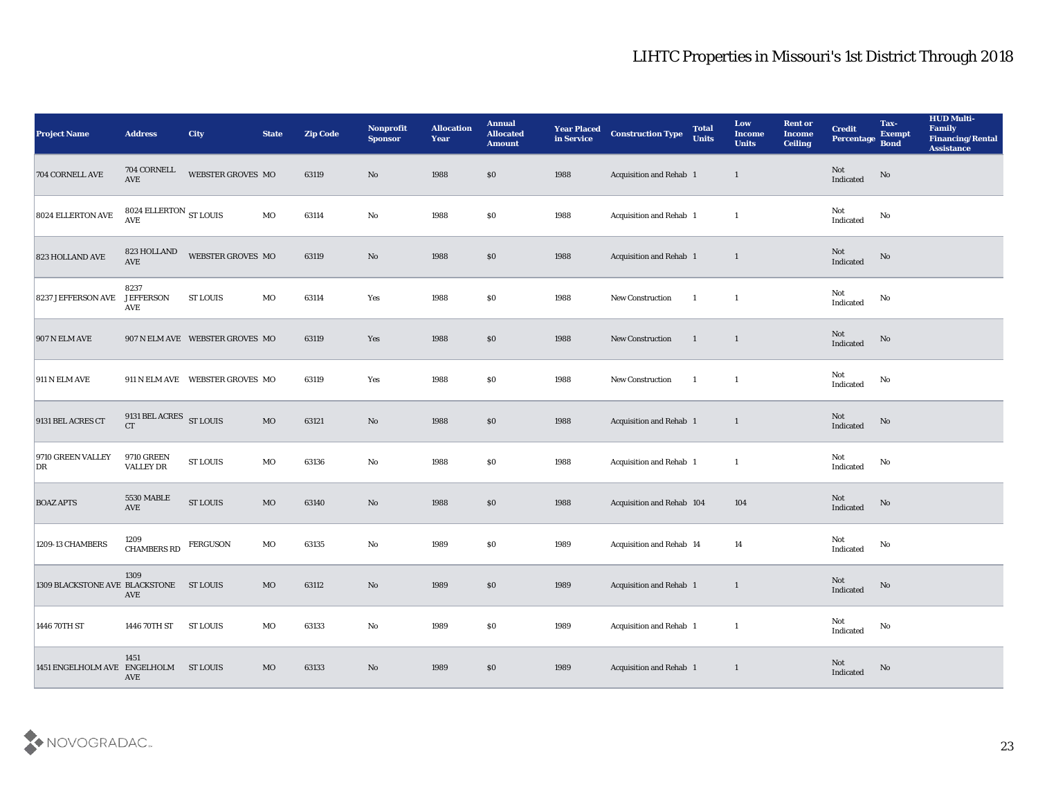# LIHTC Properties in Missouri's 1st District Through 2018

| Project Name | Address | City | State | Zip Code | Nonprofit Sponsor | Allocation Year | Annual Allocated Amount | Year Placed in Service | Construction Type | Total Units | Low Income Units | Rent or Income Ceiling | Credit Percentage | Tax-Exempt Bond | HUD Multi-Family Financing/Rental Assistance |
|---|---|---|---|---|---|---|---|---|---|---|---|---|---|---|---|
| 704 CORNELL AVE | 704 CORNELL AVE | WEBSTER GROVES | MO | 63119 | No | 1988 | $0 | 1988 | Acquisition and Rehab | 1 | 1 | | Not Indicated | No | |
| 8024 ELLERTON AVE | 8024 ELLERTON AVE | ST LOUIS | MO | 63114 | No | 1988 | $0 | 1988 | Acquisition and Rehab | 1 | 1 | | Not Indicated | No | |
| 823 HOLLAND AVE | 823 HOLLAND AVE | WEBSTER GROVES | MO | 63119 | No | 1988 | $0 | 1988 | Acquisition and Rehab | 1 | 1 | | Not Indicated | No | |
| 8237 JEFFERSON AVE | 8237 JEFFERSON AVE | ST LOUIS | MO | 63114 | Yes | 1988 | $0 | 1988 | New Construction | 1 | 1 | | Not Indicated | No | |
| 907 N ELM AVE | 907 N ELM AVE | WEBSTER GROVES | MO | 63119 | Yes | 1988 | $0 | 1988 | New Construction | 1 | 1 | | Not Indicated | No | |
| 911 N ELM AVE | 911 N ELM AVE | WEBSTER GROVES | MO | 63119 | Yes | 1988 | $0 | 1988 | New Construction | 1 | 1 | | Not Indicated | No | |
| 9131 BEL ACRES CT | 9131 BEL ACRES CT | ST LOUIS | MO | 63121 | No | 1988 | $0 | 1988 | Acquisition and Rehab | 1 | 1 | | Not Indicated | No | |
| 9710 GREEN VALLEY DR | 9710 GREEN VALLEY DR | ST LOUIS | MO | 63136 | No | 1988 | $0 | 1988 | Acquisition and Rehab | 1 | 1 | | Not Indicated | No | |
| BOAZ APTS | 5530 MABLE AVE | ST LOUIS | MO | 63140 | No | 1988 | $0 | 1988 | Acquisition and Rehab | 104 | 104 | | Not Indicated | No | |
| 1209-13 CHAMBERS | 1209 CHAMBERS RD | FERGUSON | MO | 63135 | No | 1989 | $0 | 1989 | Acquisition and Rehab | 14 | 14 | | Not Indicated | No | |
| 1309 BLACKSTONE AVE | 1309 BLACKSTONE AVE | ST LOUIS | MO | 63112 | No | 1989 | $0 | 1989 | Acquisition and Rehab | 1 | 1 | | Not Indicated | No | |
| 1446 70TH ST | 1446 70TH ST | ST LOUIS | MO | 63133 | No | 1989 | $0 | 1989 | Acquisition and Rehab | 1 | 1 | | Not Indicated | No | |
| 1451 ENGELHOLM AVE | 1451 ENGELHOLM AVE | ST LOUIS | MO | 63133 | No | 1989 | $0 | 1989 | Acquisition and Rehab | 1 | 1 | | Not Indicated | No | |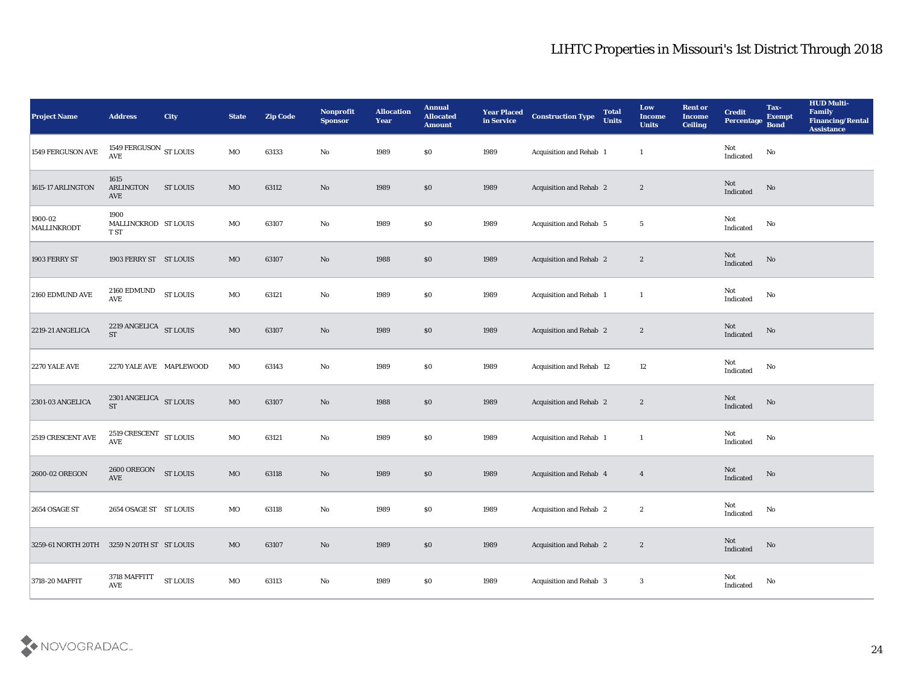# LIHTC Properties in Missouri's 1st District Through 2018

| Project Name | Address | City | State | Zip Code | Nonprofit Sponsor | Allocation Year | Annual Allocated Amount | Year Placed in Service | Construction Type | Total Units | Low Income Units | Rent or Income Ceiling | Credit Percentage | Tax-Exempt Bond | HUD Multi-Family Financing/Rental Assistance |
|---|---|---|---|---|---|---|---|---|---|---|---|---|---|---|---|
| 1549 FERGUSON AVE | 1549 FERGUSON AVE | ST LOUIS | MO | 63133 | No | 1989 | $0 | 1989 | Acquisition and Rehab | 1 | 1 | | Not Indicated | No | |
| 1615-17 ARLINGTON | 1615 ARLINGTON AVE | ST LOUIS | MO | 63112 | No | 1989 | $0 | 1989 | Acquisition and Rehab | 2 | 2 | | Not Indicated | No | |
| 1900-02 MALLINKRODT | 1900 MALLINCKRODT ST | ST LOUIS | MO | 63107 | No | 1989 | $0 | 1989 | Acquisition and Rehab | 5 | 5 | | Not Indicated | No | |
| 1903 FERRY ST | 1903 FERRY ST | ST LOUIS | MO | 63107 | No | 1988 | $0 | 1989 | Acquisition and Rehab | 2 | 2 | | Not Indicated | No | |
| 2160 EDMUND AVE | 2160 EDMUND AVE | ST LOUIS | MO | 63121 | No | 1989 | $0 | 1989 | Acquisition and Rehab | 1 | 1 | | Not Indicated | No | |
| 2219-21 ANGELICA | 2219 ANGELICA ST | ST LOUIS | MO | 63107 | No | 1989 | $0 | 1989 | Acquisition and Rehab | 2 | 2 | | Not Indicated | No | |
| 2270 YALE AVE | 2270 YALE AVE | MAPLEWOOD | MO | 63143 | No | 1989 | $0 | 1989 | Acquisition and Rehab | 12 | 12 | | Not Indicated | No | |
| 2301-03 ANGELICA | 2301 ANGELICA ST | ST LOUIS | MO | 63107 | No | 1988 | $0 | 1989 | Acquisition and Rehab | 2 | 2 | | Not Indicated | No | |
| 2519 CRESCENT AVE | 2519 CRESCENT AVE | ST LOUIS | MO | 63121 | No | 1989 | $0 | 1989 | Acquisition and Rehab | 1 | 1 | | Not Indicated | No | |
| 2600-02 OREGON | 2600 OREGON AVE | ST LOUIS | MO | 63118 | No | 1989 | $0 | 1989 | Acquisition and Rehab | 4 | 4 | | Not Indicated | No | |
| 2654 OSAGE ST | 2654 OSAGE ST | ST LOUIS | MO | 63118 | No | 1989 | $0 | 1989 | Acquisition and Rehab | 2 | 2 | | Not Indicated | No | |
| 3259-61 NORTH 20TH | 3259 N 20TH ST | ST LOUIS | MO | 63107 | No | 1989 | $0 | 1989 | Acquisition and Rehab | 2 | 2 | | Not Indicated | No | |
| 3718-20 MAFFIT | 3718 MAFFITT AVE | ST LOUIS | MO | 63113 | No | 1989 | $0 | 1989 | Acquisition and Rehab | 3 | 3 | | Not Indicated | No | |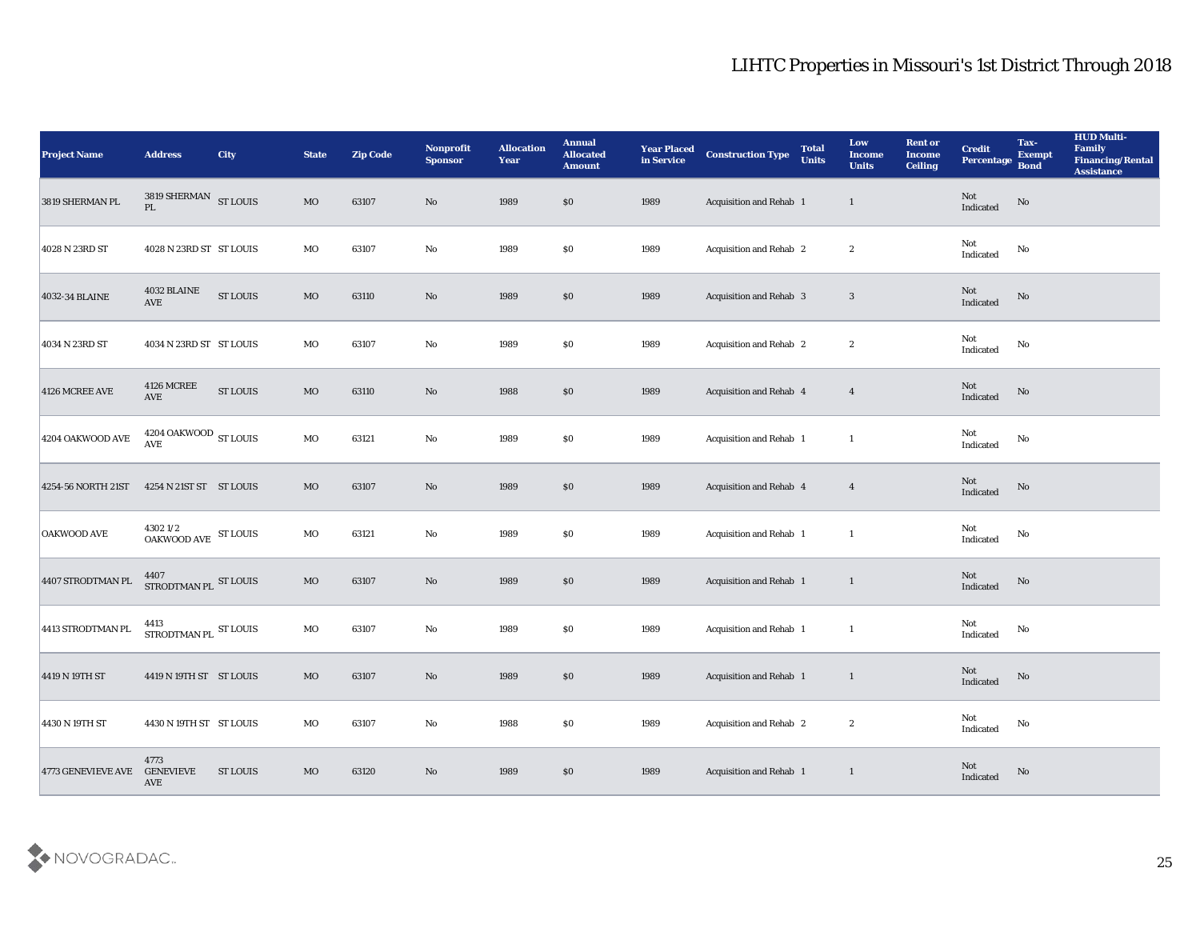# LIHTC Properties in Missouri's 1st District Through 2018

| Project Name | Address | City | State | Zip Code | Nonprofit Sponsor | Allocation Year | Annual Allocated Amount | Year Placed in Service | Construction Type | Total Units | Low Income Units | Rent or Income Ceiling | Credit Percentage | Tax-Exempt Bond | HUD Multi-Family Financing/Rental Assistance |
|---|---|---|---|---|---|---|---|---|---|---|---|---|---|---|---|
| 3819 SHERMAN PL | 3819 SHERMAN PL | ST LOUIS | MO | 63107 | No | 1989 | $0 | 1989 | Acquisition and Rehab | 1 | 1 | | Not Indicated | No | |
| 4028 N 23RD ST | 4028 N 23RD ST | ST LOUIS | MO | 63107 | No | 1989 | $0 | 1989 | Acquisition and Rehab | 2 | 2 | | Not Indicated | No | |
| 4032-34 BLAINE | 4032 BLAINE AVE | ST LOUIS | MO | 63110 | No | 1989 | $0 | 1989 | Acquisition and Rehab | 3 | 3 | | Not Indicated | No | |
| 4034 N 23RD ST | 4034 N 23RD ST | ST LOUIS | MO | 63107 | No | 1989 | $0 | 1989 | Acquisition and Rehab | 2 | 2 | | Not Indicated | No | |
| 4126 MCREE AVE | 4126 MCREE AVE | ST LOUIS | MO | 63110 | No | 1988 | $0 | 1989 | Acquisition and Rehab | 4 | 4 | | Not Indicated | No | |
| 4204 OAKWOOD AVE | 4204 OAKWOOD AVE | ST LOUIS | MO | 63121 | No | 1989 | $0 | 1989 | Acquisition and Rehab | 1 | 1 | | Not Indicated | No | |
| 4254-56 NORTH 21ST | 4254 N 21ST ST | ST LOUIS | MO | 63107 | No | 1989 | $0 | 1989 | Acquisition and Rehab | 4 | 4 | | Not Indicated | No | |
| OAKWOOD AVE | 4302 1/2 OAKWOOD AVE | ST LOUIS | MO | 63121 | No | 1989 | $0 | 1989 | Acquisition and Rehab | 1 | 1 | | Not Indicated | No | |
| 4407 STRODTMAN PL | 4407 STRODTMAN PL | ST LOUIS | MO | 63107 | No | 1989 | $0 | 1989 | Acquisition and Rehab | 1 | 1 | | Not Indicated | No | |
| 4413 STRODTMAN PL | 4413 STRODTMAN PL | ST LOUIS | MO | 63107 | No | 1989 | $0 | 1989 | Acquisition and Rehab | 1 | 1 | | Not Indicated | No | |
| 4419 N 19TH ST | 4419 N 19TH ST | ST LOUIS | MO | 63107 | No | 1989 | $0 | 1989 | Acquisition and Rehab | 1 | 1 | | Not Indicated | No | |
| 4430 N 19TH ST | 4430 N 19TH ST | ST LOUIS | MO | 63107 | No | 1988 | $0 | 1989 | Acquisition and Rehab | 2 | 2 | | Not Indicated | No | |
| 4773 GENEVIEVE AVE | 4773 GENEVIEVE AVE | ST LOUIS | MO | 63120 | No | 1989 | $0 | 1989 | Acquisition and Rehab | 1 | 1 | | Not Indicated | No | |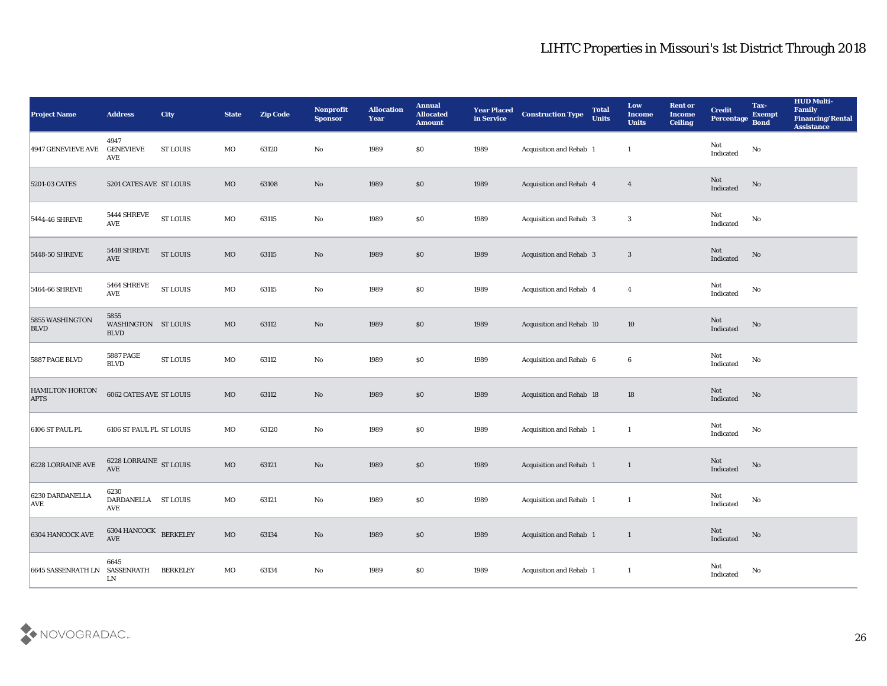# LIHTC Properties in Missouri's 1st District Through 2018

| Project Name | Address | City | State | Zip Code | Nonprofit Sponsor | Allocation Year | Annual Allocated Amount | Year Placed in Service | Construction Type | Total Units | Low Income Units | Rent or Income Ceiling | Credit Percentage | Tax-Exempt Bond | HUD Multi-Family Financing/Rental Assistance |
|---|---|---|---|---|---|---|---|---|---|---|---|---|---|---|---|
| 4947 GENEVIEVE AVE | 4947 GENEVIEVE AVE | ST LOUIS | MO | 63120 | No | 1989 | $0 | 1989 | Acquisition and Rehab | 1 | 1 | | Not Indicated | No | |
| 5201-03 CATES | 5201 CATES AVE | ST LOUIS | MO | 63108 | No | 1989 | $0 | 1989 | Acquisition and Rehab | 4 | 4 | | Not Indicated | No | |
| 5444-46 SHREVE | 5444 SHREVE AVE | ST LOUIS | MO | 63115 | No | 1989 | $0 | 1989 | Acquisition and Rehab | 3 | 3 | | Not Indicated | No | |
| 5448-50 SHREVE | 5448 SHREVE AVE | ST LOUIS | MO | 63115 | No | 1989 | $0 | 1989 | Acquisition and Rehab | 3 | 3 | | Not Indicated | No | |
| 5464-66 SHREVE | 5464 SHREVE AVE | ST LOUIS | MO | 63115 | No | 1989 | $0 | 1989 | Acquisition and Rehab | 4 | 4 | | Not Indicated | No | |
| 5855 WASHINGTON BLVD | 5855 WASHINGTON BLVD | ST LOUIS | MO | 63112 | No | 1989 | $0 | 1989 | Acquisition and Rehab | 10 | 10 | | Not Indicated | No | |
| 5887 PAGE BLVD | 5887 PAGE BLVD | ST LOUIS | MO | 63112 | No | 1989 | $0 | 1989 | Acquisition and Rehab | 6 | 6 | | Not Indicated | No | |
| HAMILTON HORTON APTS | 6062 CATES AVE | ST LOUIS | MO | 63112 | No | 1989 | $0 | 1989 | Acquisition and Rehab | 18 | 18 | | Not Indicated | No | |
| 6106 ST PAUL PL | 6106 ST PAUL PL | ST LOUIS | MO | 63120 | No | 1989 | $0 | 1989 | Acquisition and Rehab | 1 | 1 | | Not Indicated | No | |
| 6228 LORRAINE AVE | 6228 LORRAINE AVE | ST LOUIS | MO | 63121 | No | 1989 | $0 | 1989 | Acquisition and Rehab | 1 | 1 | | Not Indicated | No | |
| 6230 DARDANELLA AVE | 6230 DARDANELLA AVE | ST LOUIS | MO | 63121 | No | 1989 | $0 | 1989 | Acquisition and Rehab | 1 | 1 | | Not Indicated | No | |
| 6304 HANCOCK AVE | 6304 HANCOCK AVE | BERKELEY | MO | 63134 | No | 1989 | $0 | 1989 | Acquisition and Rehab | 1 | 1 | | Not Indicated | No | |
| 6645 SASSENRATH LN | 6645 SASSENRATH LN | BERKELEY | MO | 63134 | No | 1989 | $0 | 1989 | Acquisition and Rehab | 1 | 1 | | Not Indicated | No | |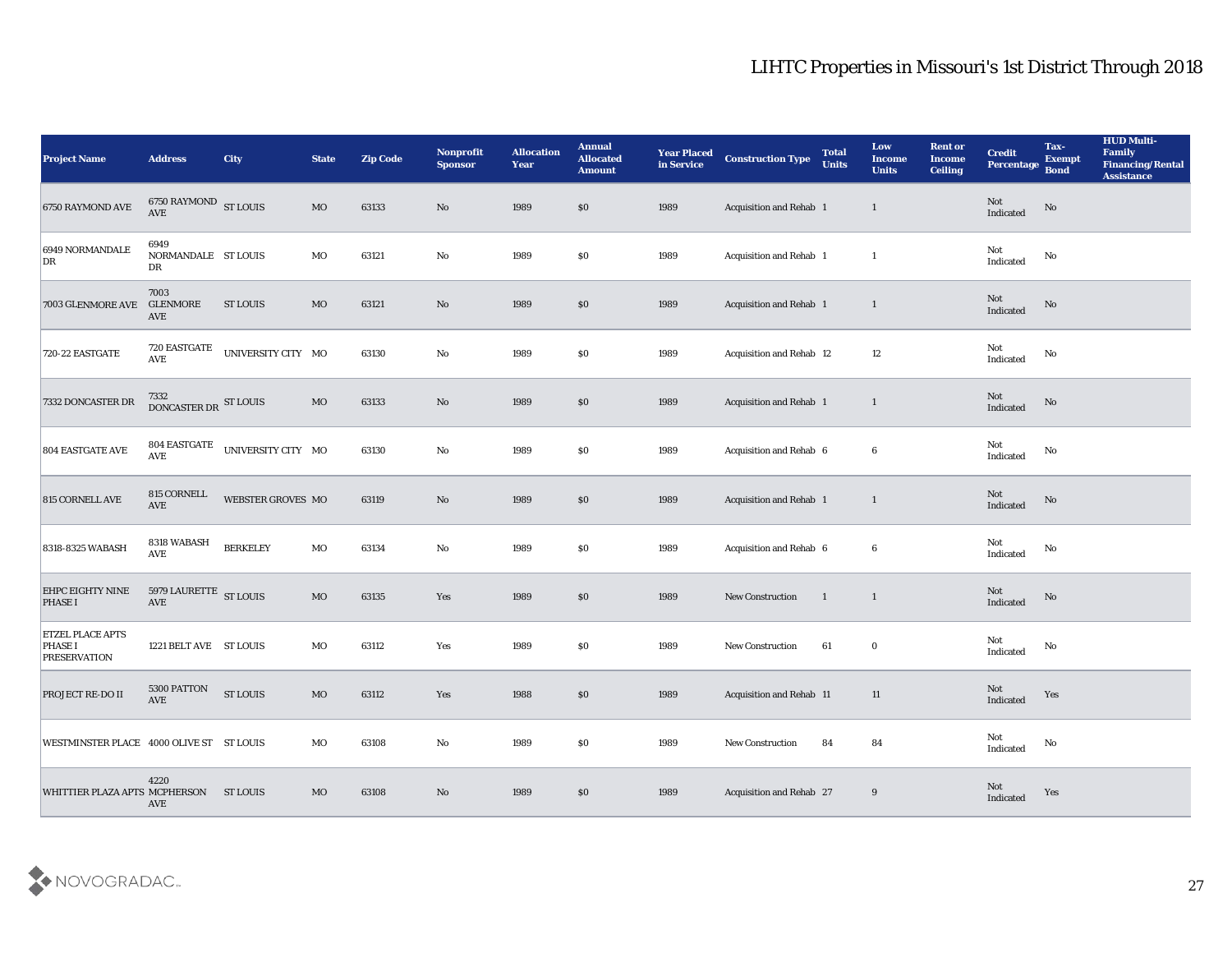# LIHTC Properties in Missouri's 1st District Through 2018

| Project Name | Address | City | State | Zip Code | Nonprofit Sponsor | Allocation Year | Annual Allocated Amount | Year Placed in Service | Construction Type | Total Units | Low Income Units | Rent or Income Ceiling | Credit Percentage | Tax-Exempt Bond | HUD Multi-Family Financing/Rental Assistance |
|---|---|---|---|---|---|---|---|---|---|---|---|---|---|---|---|
| 6750 RAYMOND AVE | 6750 RAYMOND AVE | ST LOUIS | MO | 63133 | No | 1989 | $0 | 1989 | Acquisition and Rehab | 1 | 1 | | Not Indicated | No | |
| 6949 NORMANDALE DR | 6949 NORMANDALE DR | ST LOUIS | MO | 63121 | No | 1989 | $0 | 1989 | Acquisition and Rehab | 1 | 1 | | Not Indicated | No | |
| 7003 GLENMORE AVE | 7003 GLENMORE AVE | ST LOUIS | MO | 63121 | No | 1989 | $0 | 1989 | Acquisition and Rehab | 1 | 1 | | Not Indicated | No | |
| 720-22 EASTGATE | 720 EASTGATE AVE | UNIVERSITY CITY | MO | 63130 | No | 1989 | $0 | 1989 | Acquisition and Rehab | 12 | 12 | | Not Indicated | No | |
| 7332 DONCASTER DR | 7332 DONCASTER DR | ST LOUIS | MO | 63133 | No | 1989 | $0 | 1989 | Acquisition and Rehab | 1 | 1 | | Not Indicated | No | |
| 804 EASTGATE AVE | 804 EASTGATE AVE | UNIVERSITY CITY | MO | 63130 | No | 1989 | $0 | 1989 | Acquisition and Rehab | 6 | 6 | | Not Indicated | No | |
| 815 CORNELL AVE | 815 CORNELL AVE | WEBSTER GROVES | MO | 63119 | No | 1989 | $0 | 1989 | Acquisition and Rehab | 1 | 1 | | Not Indicated | No | |
| 8318-8325 WABASH | 8318 WABASH AVE | BERKELEY | MO | 63134 | No | 1989 | $0 | 1989 | Acquisition and Rehab | 6 | 6 | | Not Indicated | No | |
| EHPC EIGHTY NINE PHASE I | 5979 LAURETTE AVE | ST LOUIS | MO | 63135 | Yes | 1989 | $0 | 1989 | New Construction | 1 | 1 | | Not Indicated | No | |
| ETZEL PLACE APTS PHASE I PRESERVATION | 1221 BELT AVE | ST LOUIS | MO | 63112 | Yes | 1989 | $0 | 1989 | New Construction | 61 | 0 | | Not Indicated | No | |
| PROJECT RE-DO II | 5300 PATTON AVE | ST LOUIS | MO | 63112 | Yes | 1988 | $0 | 1989 | Acquisition and Rehab | 11 | 11 | | Not Indicated | Yes | |
| WESTMINSTER PLACE | 4000 OLIVE ST | ST LOUIS | MO | 63108 | No | 1989 | $0 | 1989 | New Construction | 84 | 84 | | Not Indicated | No | |
| WHITTIER PLAZA APTS | 4220 MCPHERSON AVE | ST LOUIS | MO | 63108 | No | 1989 | $0 | 1989 | Acquisition and Rehab | 27 | 9 | | Not Indicated | Yes | |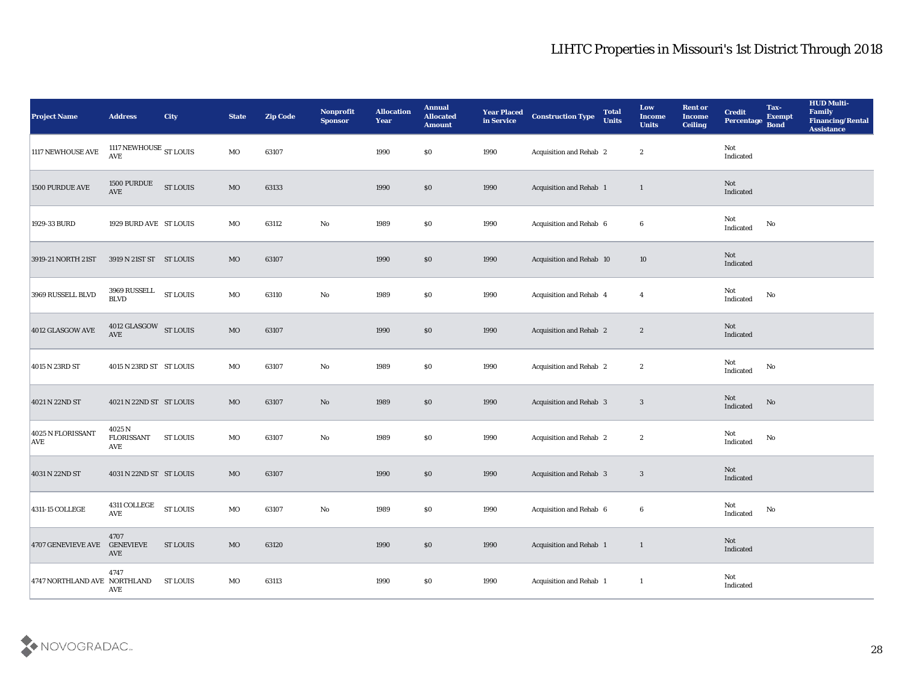# LIHTC Properties in Missouri's 1st District Through 2018

| Project Name | Address | City | State | Zip Code | Nonprofit Sponsor | Allocation Year | Annual Allocated Amount | Year Placed in Service | Construction Type | Total Units | Low Income Units | Rent or Income Ceiling | Credit Percentage | Tax-Exempt Bond | HUD Multi-Family Financing/Rental Assistance |
|---|---|---|---|---|---|---|---|---|---|---|---|---|---|---|---|
| 1117 NEWHOUSE AVE | 1117 NEWHOUSE AVE | ST LOUIS | MO | 63107 | | 1990 | $0 | 1990 | Acquisition and Rehab | 2 | 2 | | Not Indicated | | |
| 1500 PURDUE AVE | 1500 PURDUE AVE | ST LOUIS | MO | 63133 | | 1990 | $0 | 1990 | Acquisition and Rehab | 1 | 1 | | Not Indicated | | |
| 1929-33 BURD | 1929 BURD AVE | ST LOUIS | MO | 63112 | No | 1989 | $0 | 1990 | Acquisition and Rehab | 6 | 6 | | Not Indicated | No | |
| 3919-21 NORTH 21ST | 3919 N 21ST ST | ST LOUIS | MO | 63107 | | 1990 | $0 | 1990 | Acquisition and Rehab | 10 | 10 | | Not Indicated | | |
| 3969 RUSSELL BLVD | 3969 RUSSELL BLVD | ST LOUIS | MO | 63110 | No | 1989 | $0 | 1990 | Acquisition and Rehab | 4 | 4 | | Not Indicated | No | |
| 4012 GLASGOW AVE | 4012 GLASGOW AVE | ST LOUIS | MO | 63107 | | 1990 | $0 | 1990 | Acquisition and Rehab | 2 | 2 | | Not Indicated | | |
| 4015 N 23RD ST | 4015 N 23RD ST | ST LOUIS | MO | 63107 | No | 1989 | $0 | 1990 | Acquisition and Rehab | 2 | 2 | | Not Indicated | No | |
| 4021 N 22ND ST | 4021 N 22ND ST | ST LOUIS | MO | 63107 | No | 1989 | $0 | 1990 | Acquisition and Rehab | 3 | 3 | | Not Indicated | No | |
| 4025 N FLORISSANT AVE | 4025 N FLORISSANT AVE | ST LOUIS | MO | 63107 | No | 1989 | $0 | 1990 | Acquisition and Rehab | 2 | 2 | | Not Indicated | No | |
| 4031 N 22ND ST | 4031 N 22ND ST | ST LOUIS | MO | 63107 | | 1990 | $0 | 1990 | Acquisition and Rehab | 3 | 3 | | Not Indicated | | |
| 4311-15 COLLEGE | 4311 COLLEGE AVE | ST LOUIS | MO | 63107 | No | 1989 | $0 | 1990 | Acquisition and Rehab | 6 | 6 | | Not Indicated | No | |
| 4707 GENEVIEVE AVE | 4707 GENEVIEVE AVE | ST LOUIS | MO | 63120 | | 1990 | $0 | 1990 | Acquisition and Rehab | 1 | 1 | | Not Indicated | | |
| 4747 NORTHLAND AVE | 4747 NORTHLAND AVE | ST LOUIS | MO | 63113 | | 1990 | $0 | 1990 | Acquisition and Rehab | 1 | 1 | | Not Indicated | | |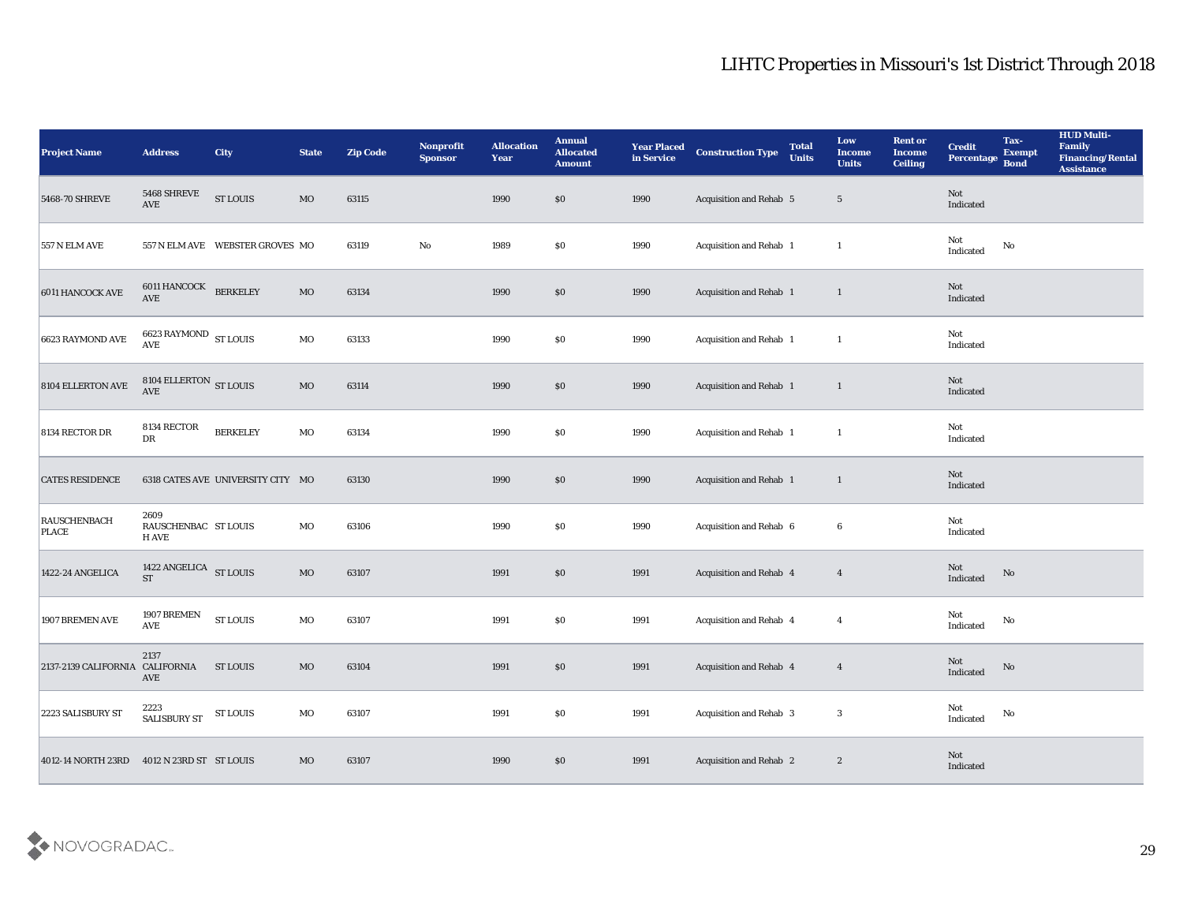# LIHTC Properties in Missouri's 1st District Through 2018

| Project Name | Address | City | State | Zip Code | Nonprofit Sponsor | Allocation Year | Annual Allocated Amount | Year Placed in Service | Construction Type | Total Units | Low Income Units | Rent or Income Ceiling | Credit Percentage | Tax-Exempt Bond | HUD Multi-Family Financing/Rental Assistance |
|---|---|---|---|---|---|---|---|---|---|---|---|---|---|---|---|
| 5468-70 SHREVE | 5468 SHREVE AVE | ST LOUIS | MO | 63115 | | 1990 | $0 | 1990 | Acquisition and Rehab | 5 | 5 | | Not Indicated | | |
| 557 N ELM AVE | 557 N ELM AVE | WEBSTER GROVES | MO | 63119 | No | 1989 | $0 | 1990 | Acquisition and Rehab | 1 | 1 | | Not Indicated | No | |
| 6011 HANCOCK AVE | 6011 HANCOCK AVE | BERKELEY | MO | 63134 | | 1990 | $0 | 1990 | Acquisition and Rehab | 1 | 1 | | Not Indicated | | |
| 6623 RAYMOND AVE | 6623 RAYMOND AVE | ST LOUIS | MO | 63133 | | 1990 | $0 | 1990 | Acquisition and Rehab | 1 | 1 | | Not Indicated | | |
| 8104 ELLERTON AVE | 8104 ELLERTON AVE | ST LOUIS | MO | 63114 | | 1990 | $0 | 1990 | Acquisition and Rehab | 1 | 1 | | Not Indicated | | |
| 8134 RECTOR DR | 8134 RECTOR DR | BERKELEY | MO | 63134 | | 1990 | $0 | 1990 | Acquisition and Rehab | 1 | 1 | | Not Indicated | | |
| CATES RESIDENCE | 6318 CATES AVE | UNIVERSITY CITY | MO | 63130 | | 1990 | $0 | 1990 | Acquisition and Rehab | 1 | 1 | | Not Indicated | | |
| RAUSCHENBACH PLACE | 2609 RAUSCHENBACH AVE | ST LOUIS | MO | 63106 | | 1990 | $0 | 1990 | Acquisition and Rehab | 6 | 6 | | Not Indicated | | |
| 1422-24 ANGELICA | 1422 ANGELICA ST | ST LOUIS | MO | 63107 | | 1991 | $0 | 1991 | Acquisition and Rehab | 4 | 4 | | Not Indicated | No | |
| 1907 BREMEN AVE | 1907 BREMEN AVE | ST LOUIS | MO | 63107 | | 1991 | $0 | 1991 | Acquisition and Rehab | 4 | 4 | | Not Indicated | No | |
| 2137-2139 CALIFORNIA | 2137 CALIFORNIA AVE | ST LOUIS | MO | 63104 | | 1991 | $0 | 1991 | Acquisition and Rehab | 4 | 4 | | Not Indicated | No | |
| 2223 SALISBURY ST | 2223 SALISBURY ST | ST LOUIS | MO | 63107 | | 1991 | $0 | 1991 | Acquisition and Rehab | 3 | 3 | | Not Indicated | No | |
| 4012-14 NORTH 23RD | 4012 N 23RD ST | ST LOUIS | MO | 63107 | | 1990 | $0 | 1991 | Acquisition and Rehab | 2 | 2 | | Not Indicated | | |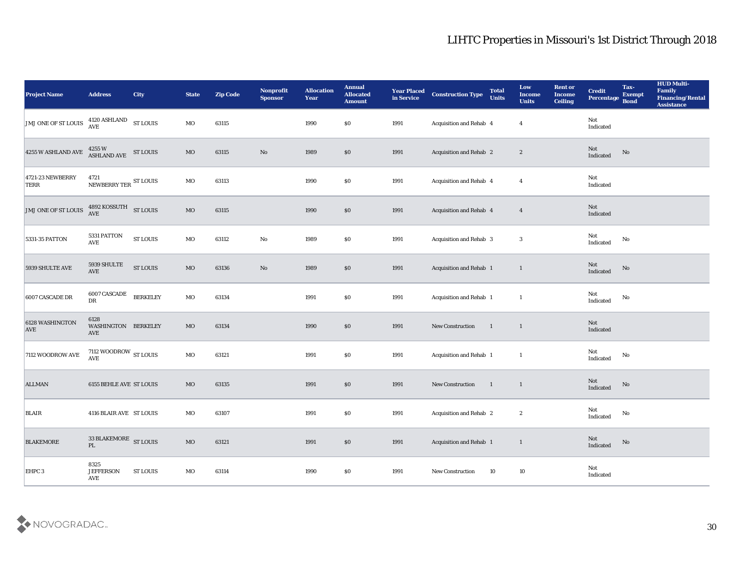# LIHTC Properties in Missouri's 1st District Through 2018

| Project Name | Address | City | State | Zip Code | Nonprofit Sponsor | Allocation Year | Annual Allocated Amount | Year Placed in Service | Construction Type | Total Units | Low Income Units | Rent or Income Ceiling | Credit Percentage | Tax-Exempt Bond | HUD Multi-Family Financing/Rental Assistance |
|---|---|---|---|---|---|---|---|---|---|---|---|---|---|---|---|
| JMJ ONE OF ST LOUIS | 4120 ASHLAND AVE | ST LOUIS | MO | 63115 | | 1990 | $0 | 1991 | Acquisition and Rehab | 4 | 4 | | Not Indicated | | |
| 4255 W ASHLAND AVE | 4255 W ASHLAND AVE | ST LOUIS | MO | 63115 | No | 1989 | $0 | 1991 | Acquisition and Rehab | 2 | 2 | | Not Indicated | No | |
| 4721-23 NEWBERRY TERR | 4721 NEWBERRY TER | ST LOUIS | MO | 63113 | | 1990 | $0 | 1991 | Acquisition and Rehab | 4 | 4 | | Not Indicated | | |
| JMJ ONE OF ST LOUIS | 4892 KOSSUTH AVE | ST LOUIS | MO | 63115 | | 1990 | $0 | 1991 | Acquisition and Rehab | 4 | 4 | | Not Indicated | | |
| 5331-35 PATTON | 5331 PATTON AVE | ST LOUIS | MO | 63112 | No | 1989 | $0 | 1991 | Acquisition and Rehab | 3 | 3 | | Not Indicated | No | |
| 5939 SHULTE AVE | 5939 SHULTE AVE | ST LOUIS | MO | 63136 | No | 1989 | $0 | 1991 | Acquisition and Rehab | 1 | 1 | | Not Indicated | No | |
| 6007 CASCADE DR | 6007 CASCADE DR | BERKELEY | MO | 63134 | | 1991 | $0 | 1991 | Acquisition and Rehab | 1 | 1 | | Not Indicated | No | |
| 6128 WASHINGTON AVE | 6128 WASHINGTON AVE | BERKELEY | MO | 63134 | | 1990 | $0 | 1991 | New Construction | 1 | 1 | | Not Indicated | | |
| 7112 WOODROW AVE | 7112 WOODROW AVE | ST LOUIS | MO | 63121 | | 1991 | $0 | 1991 | Acquisition and Rehab | 1 | 1 | | Not Indicated | No | |
| ALLMAN | 6155 BEHLE AVE | ST LOUIS | MO | 63135 | | 1991 | $0 | 1991 | New Construction | 1 | 1 | | Not Indicated | No | |
| BLAIR | 4116 BLAIR AVE | ST LOUIS | MO | 63107 | | 1991 | $0 | 1991 | Acquisition and Rehab | 2 | 2 | | Not Indicated | No | |
| BLAKEMORE | 33 BLAKEMORE PL | ST LOUIS | MO | 63121 | | 1991 | $0 | 1991 | Acquisition and Rehab | 1 | 1 | | Not Indicated | No | |
| EHPC 3 | 8325 JEFFERSON AVE | ST LOUIS | MO | 63114 | | 1990 | $0 | 1991 | New Construction | 10 | 10 | | Not Indicated | | |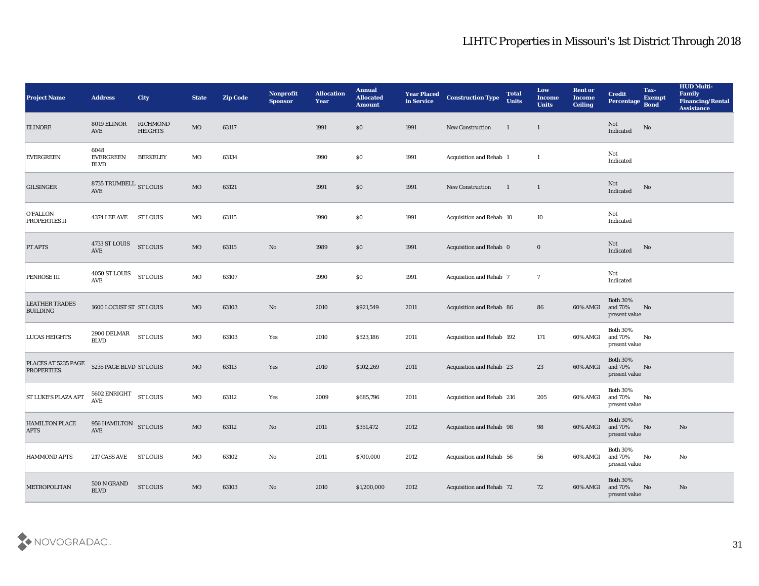# LIHTC Properties in Missouri's 1st District Through 2018

| Project Name | Address | City | State | Zip Code | Nonprofit Sponsor | Allocation Year | Annual Allocated Amount | Year Placed in Service | Construction Type | Total Units | Low Income Units | Rent or Income Ceiling | Credit Percentage | Tax-Exempt Bond | HUD Multi-Family Financing/Rental Assistance |
|---|---|---|---|---|---|---|---|---|---|---|---|---|---|---|---|
| ELINORE | 8019 ELINOR AVE | RICHMOND HEIGHTS | MO | 63117 | | 1991 | $0 | 1991 | New Construction | 1 | 1 | | Not Indicated | No | |
| EVERGREEN | 6048 EVERGREEN BLVD | BERKELEY | MO | 63134 | | 1990 | $0 | 1991 | Acquisition and Rehab | 1 | 1 | | Not Indicated | | |
| GILSINGER | 8735 TRUMBELL AVE | ST LOUIS | MO | 63121 | | 1991 | $0 | 1991 | New Construction | 1 | 1 | | Not Indicated | No | |
| O'FALLON PROPERTIES II | 4374 LEE AVE | ST LOUIS | MO | 63115 | | 1990 | $0 | 1991 | Acquisition and Rehab | 10 | 10 | | Not Indicated | | |
| PT APTS | 4733 ST LOUIS AVE | ST LOUIS | MO | 63115 | No | 1989 | $0 | 1991 | Acquisition and Rehab | 0 | 0 | | Not Indicated | No | |
| PENROSE III | 4050 ST LOUIS AVE | ST LOUIS | MO | 63107 | | 1990 | $0 | 1991 | Acquisition and Rehab | 7 | 7 | | Not Indicated | | |
| LEATHER TRADES BUILDING | 1600 LOCUST ST | ST LOUIS | MO | 63103 | No | 2010 | $921,549 | 2011 | Acquisition and Rehab | 86 | 86 | 60% AMGI | Both 30% and 70% present value | No | |
| LUCAS HEIGHTS | 2900 DELMAR BLVD | ST LOUIS | MO | 63103 | Yes | 2010 | $523,186 | 2011 | Acquisition and Rehab | 192 | 171 | 60% AMGI | Both 30% and 70% present value | No | |
| PLACES AT 5235 PAGE PROPERTIES | 5235 PAGE BLVD | ST LOUIS | MO | 63113 | Yes | 2010 | $102,269 | 2011 | Acquisition and Rehab | 23 | 23 | 60% AMGI | Both 30% and 70% present value | No | |
| ST LUKE'S PLAZA APT | 5602 ENRIGHT AVE | ST LOUIS | MO | 63112 | Yes | 2009 | $685,796 | 2011 | Acquisition and Rehab | 216 | 205 | 60% AMGI | Both 30% and 70% present value | No | |
| HAMILTON PLACE APTS | 956 HAMILTON AVE | ST LOUIS | MO | 63112 | No | 2011 | $351,472 | 2012 | Acquisition and Rehab | 98 | 98 | 60% AMGI | Both 30% and 70% present value | No | No |
| HAMMOND APTS | 217 CASS AVE | ST LOUIS | MO | 63102 | No | 2011 | $700,000 | 2012 | Acquisition and Rehab | 56 | 56 | 60% AMGI | Both 30% and 70% present value | No | No |
| METROPOLITAN | 500 N GRAND BLVD | ST LOUIS | MO | 63103 | No | 2010 | $1,200,000 | 2012 | Acquisition and Rehab | 72 | 72 | 60% AMGI | Both 30% and 70% present value | No | No |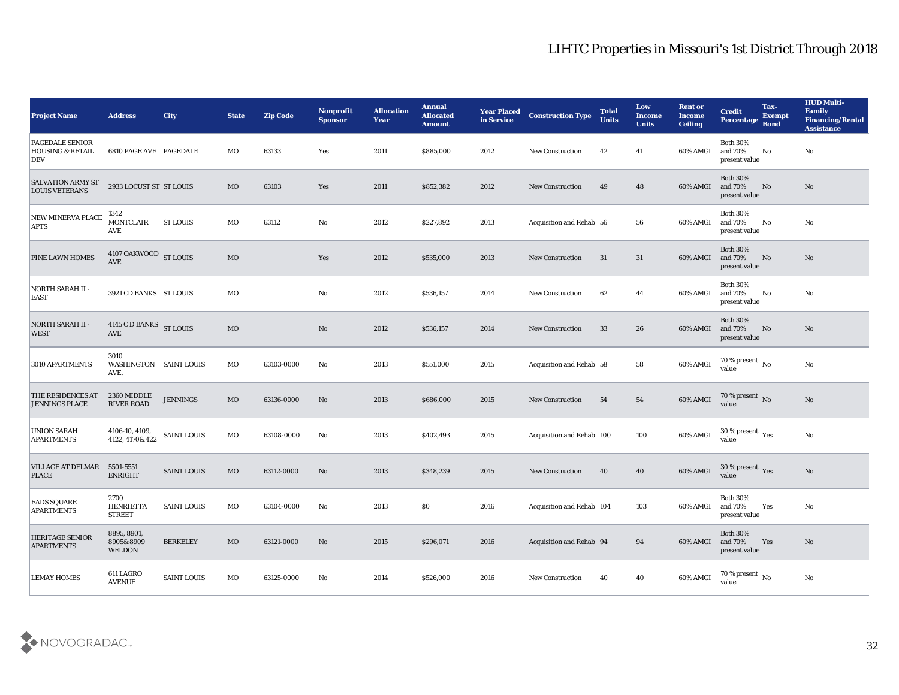# LIHTC Properties in Missouri's 1st District Through 2018

| Project Name | Address | City | State | Zip Code | Nonprofit Sponsor | Allocation Year | Annual Allocated Amount | Year Placed in Service | Construction Type | Total Units | Low Income Units | Rent or Income Ceiling | Credit Percentage | Tax-Exempt Bond | HUD Multi-Family Financing/Rental Assistance |
|---|---|---|---|---|---|---|---|---|---|---|---|---|---|---|---|
| PAGEDALE SENIOR HOUSING & RETAIL DEV | 6810 PAGE AVE | PAGEDALE | MO | 63133 | Yes | 2011 | $885,000 | 2012 | New Construction | 42 | 41 | 60% AMGI | Both 30% and 70% present value | No | No |
| SALVATION ARMY ST LOUIS VETERANS | 2933 LOCUST ST | ST LOUIS | MO | 63103 | Yes | 2011 | $852,382 | 2012 | New Construction | 49 | 48 | 60% AMGI | Both 30% and 70% present value | No | No |
| NEW MINERVA PLACE APTS | 1342 MONTCLAIR AVE | ST LOUIS | MO | 63112 | No | 2012 | $227,892 | 2013 | Acquisition and Rehab | 56 | 56 | 60% AMGI | Both 30% and 70% present value | No | No |
| PINE LAWN HOMES | 4107 OAKWOOD AVE | ST LOUIS | MO | | Yes | 2012 | $535,000 | 2013 | New Construction | 31 | 31 | 60% AMGI | Both 30% and 70% present value | No | No |
| NORTH SARAH II - EAST | 3921 CD BANKS | ST LOUIS | MO | | No | 2012 | $536,157 | 2014 | New Construction | 62 | 44 | 60% AMGI | Both 30% and 70% present value | No | No |
| NORTH SARAH II - WEST | 4145 C D BANKS AVE | ST LOUIS | MO | | No | 2012 | $536,157 | 2014 | New Construction | 33 | 26 | 60% AMGI | Both 30% and 70% present value | No | No |
| 3010 APARTMENTS | 3010 WASHINGTON AVE. | SAINT LOUIS | MO | 63103-0000 | No | 2013 | $551,000 | 2015 | Acquisition and Rehab | 58 | 58 | 60% AMGI | 70 % present value | No | No |
| THE RESIDENCES AT JENNINGS PLACE | 2360 MIDDLE RIVER ROAD | JENNINGS | MO | 63136-0000 | No | 2013 | $686,000 | 2015 | New Construction | 54 | 54 | 60% AMGI | 70 % present value | No | No |
| UNION SARAH APARTMENTS | 4106-10, 4109, 4122, 4170&422 | SAINT LOUIS | MO | 63108-0000 | No | 2013 | $402,493 | 2015 | Acquisition and Rehab | 100 | 100 | 60% AMGI | 30 % present value | Yes | No |
| VILLAGE AT DELMAR PLACE | 5501-5551 ENRIGHT | SAINT LOUIS | MO | 63112-0000 | No | 2013 | $348,239 | 2015 | New Construction | 40 | 40 | 60% AMGI | 30 % present value | Yes | No |
| EADS SQUARE APARTMENTS | 2700 HENRIETTA STREET | SAINT LOUIS | MO | 63104-0000 | No | 2013 | $0 | 2016 | Acquisition and Rehab | 104 | 103 | 60% AMGI | Both 30% and 70% present value | Yes | No |
| HERITAGE SENIOR APARTMENTS | 8895, 8901, 8905&8909 WELDON | BERKELEY | MO | 63121-0000 | No | 2015 | $296,071 | 2016 | Acquisition and Rehab | 94 | 94 | 60% AMGI | Both 30% and 70% present value | Yes | No |
| LEMAY HOMES | 611 LAGRO AVENUE | SAINT LOUIS | MO | 63125-0000 | No | 2014 | $526,000 | 2016 | New Construction | 40 | 40 | 60% AMGI | 70 % present value | No | No |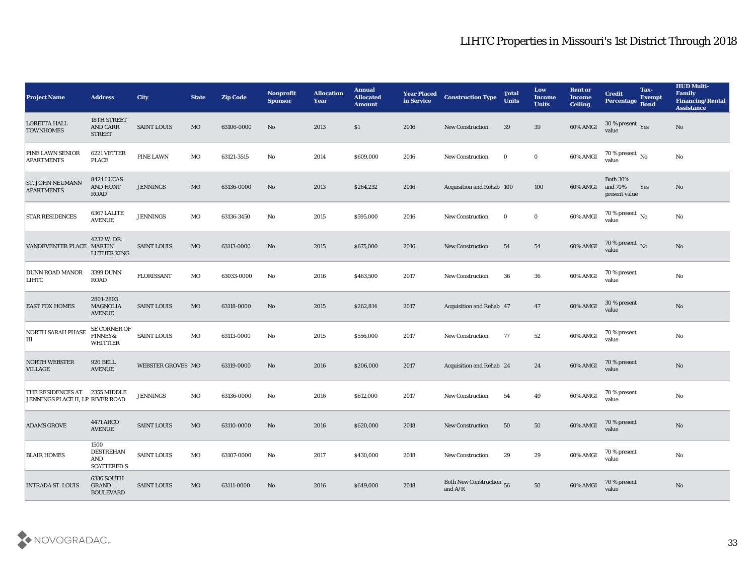# LIHTC Properties in Missouri's 1st District Through 2018

| Project Name | Address | City | State | Zip Code | Nonprofit Sponsor | Allocation Year | Annual Allocated Amount | Year Placed in Service | Construction Type | Total Units | Low Income Units | Rent or Income Ceiling | Credit Percentage | Tax-Exempt Bond | HUD Multi-Family Financing/Rental Assistance |
|---|---|---|---|---|---|---|---|---|---|---|---|---|---|---|---|
| LORETTA HALL TOWNHOMES | 18TH STREET AND CARR STREET | SAINT LOUIS | MO | 63106-0000 | No | 2013 | $1 | 2016 | New Construction | 39 | 39 | 60% AMGI | 30 % present value | Yes | No |
| PINE LAWN SENIOR APARTMENTS | 6221 VETTER PLACE | PINE LAWN | MO | 63121-3515 | No | 2014 | $609,000 | 2016 | New Construction | 0 | 0 | 60% AMGI | 70 % present value | No | No |
| ST. JOHN NEUMANN APARTMENTS | 8424 LUCAS AND HUNT ROAD | JENNINGS | MO | 63136-0000 | No | 2013 | $264,232 | 2016 | Acquisition and Rehab | 100 | 100 | 60% AMGI | Both 30% and 70% present value | Yes | No |
| STAR RESIDENCES | 6367 LALITE AVENUE | JENNINGS | MO | 63136-3450 | No | 2015 | $595,000 | 2016 | New Construction | 0 | 0 | 60% AMGI | 70 % present value | No | No |
| VANDEVENTER PLACE | 4232 W. DR. MARTIN LUTHER KING | SAINT LOUIS | MO | 63113-0000 | No | 2015 | $675,000 | 2016 | New Construction | 54 | 54 | 60% AMGI | 70 % present value | No | No |
| DUNN ROAD MANOR LIHTC | 3399 DUNN ROAD | FLORISSANT | MO | 63033-0000 | No | 2016 | $463,500 | 2017 | New Construction | 36 | 36 | 60% AMGI | 70 % present value | | No |
| EAST FOX HOMES | 2801-2803 MAGNOLIA AVENUE | SAINT LOUIS | MO | 63118-0000 | No | 2015 | $262,814 | 2017 | Acquisition and Rehab | 47 | 47 | 60% AMGI | 30 % present value | | No |
| NORTH SARAH PHASE III | SE CORNER OF FINNEY& WHITTIER | SAINT LOUIS | MO | 63113-0000 | No | 2015 | $556,000 | 2017 | New Construction | 77 | 52 | 60% AMGI | 70 % present value | | No |
| NORTH WEBSTER VILLAGE | 920 BELL AVENUE | WEBSTER GROVES | MO | 63119-0000 | No | 2016 | $206,000 | 2017 | Acquisition and Rehab | 24 | 24 | 60% AMGI | 70 % present value | | No |
| THE RESIDENCES AT JENNINGS PLACE II, LP | 2355 MIDDLE RIVER ROAD | JENNINGS | MO | 63136-0000 | No | 2016 | $612,000 | 2017 | New Construction | 54 | 49 | 60% AMGI | 70 % present value | | No |
| ADAMS GROVE | 4471 ARCO AVENUE | SAINT LOUIS | MO | 63110-0000 | No | 2016 | $620,000 | 2018 | New Construction | 50 | 50 | 60% AMGI | 70 % present value | | No |
| BLAIR HOMES | 1500 DESTREHAN AND SCATTERED S | SAINT LOUIS | MO | 63107-0000 | No | 2017 | $430,000 | 2018 | New Construction | 29 | 29 | 60% AMGI | 70 % present value | | No |
| INTRADA ST. LOUIS | 6336 SOUTH GRAND BOULEVARD | SAINT LOUIS | MO | 63111-0000 | No | 2016 | $649,000 | 2018 | Both New Construction and A/R | 56 | 50 | 60% AMGI | 70 % present value | | No |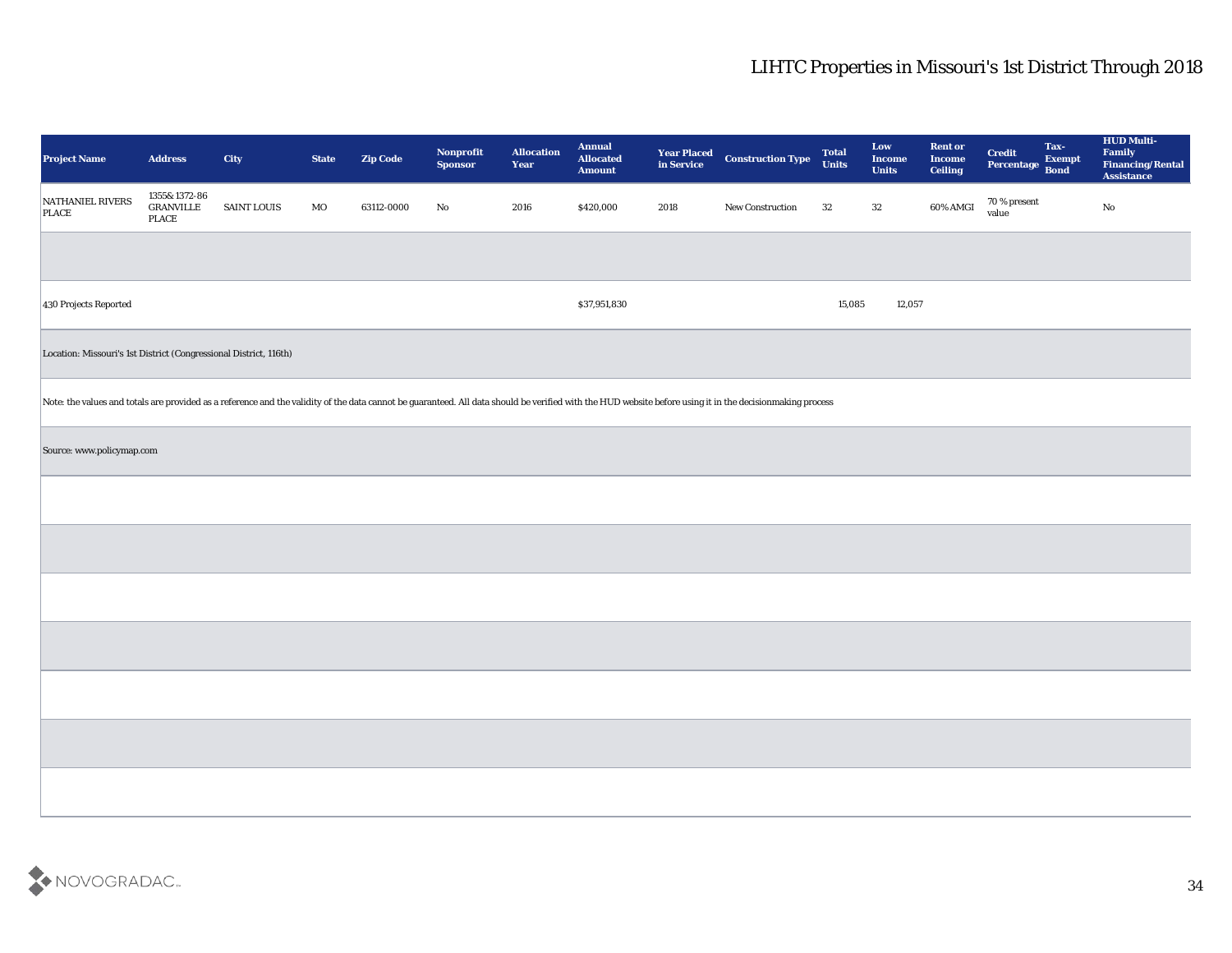# LIHTC Properties in Missouri's 1st District Through 2018

| Project Name | Address | City | State | Zip Code | Nonprofit Sponsor | Allocation Year | Annual Allocated Amount | Year Placed in Service | Construction Type | Total Units | Low Income Units | Rent or Income Ceiling | Credit Percentage | Tax-Exempt Bond | HUD Multi-Family Financing/Rental Assistance |
|---|---|---|---|---|---|---|---|---|---|---|---|---|---|---|---|
| NATHANIEL RIVERS PLACE | 1355& 1372-86 GRANVILLE PLACE | SAINT LOUIS | MO | 63112-0000 | No | 2016 | $420,000 | 2018 | New Construction | 32 | 32 | 60% AMGI | 70 % present value | | No |
| | | | | | | | | | | | | | | | |
| 430 Projects Reported | | | | | | | $37,951,830 | | | 15,085 | 12,057 | | | | |

Location: Missouri's 1st District (Congressional District, 116th)

Note: the values and totals are provided as a reference and the validity of the data cannot be guaranteed. All data should be verified with the HUD website before using it in the decisionmaking process

Source: www.policymap.com